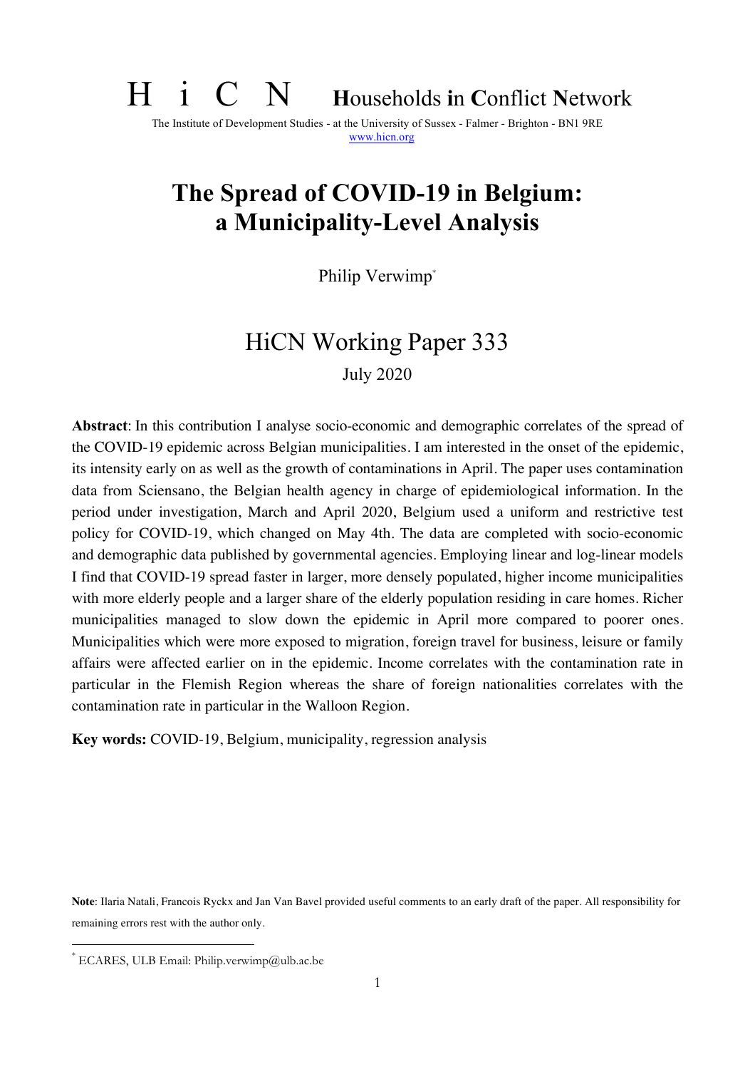# H i C N Households in Conflict Network

The Institute of Development Studies - at the University of Sussex - Falmer - Brighton - BN1 9RE
www.hicn.org

# The Spread of COVID-19 in Belgium: a Municipality-Level Analysis

Philip Verwimp[*]

## HiCN Working Paper 333

July 2020

**Abstract**: In this contribution I analyse socio-economic and demographic correlates of the spread of the COVID-19 epidemic across Belgian municipalities. I am interested in the onset of the epidemic, its intensity early on as well as the growth of contaminations in April. The paper uses contamination data from Sciensano, the Belgian health agency in charge of epidemiological information. In the period under investigation, March and April 2020, Belgium used a uniform and restrictive test policy for COVID-19, which changed on May 4th. The data are completed with socio-economic and demographic data published by governmental agencies. Employing linear and log-linear models I find that COVID-19 spread faster in larger, more densely populated, higher income municipalities with more elderly people and a larger share of the elderly population residing in care homes. Richer municipalities managed to slow down the epidemic in April more compared to poorer ones. Municipalities which were more exposed to migration, foreign travel for business, leisure or family affairs were affected earlier on in the epidemic. Income correlates with the contamination rate in particular in the Flemish Region whereas the share of foreign nationalities correlates with the contamination rate in particular in the Walloon Region.

**Key words:** COVID-19, Belgium, municipality, regression analysis

**Note**: Ilaria Natali, Francois Ryckx and Jan Van Bavel provided useful comments to an early draft of the paper. All responsibility for remaining errors rest with the author only.

[*] ECARES, ULB Email: Philip.verwimp@ulb.ac.be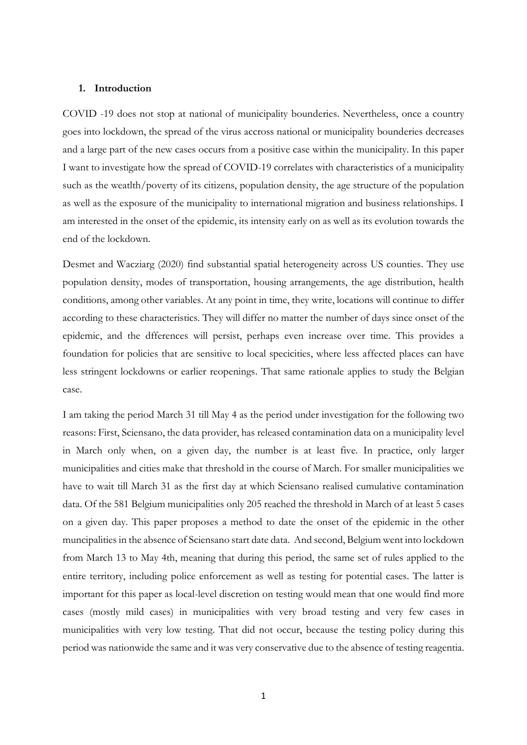## 1. Introduction

COVID -19 does not stop at national of municipality bounderies. Nevertheless, once a country goes into lockdown, the spread of the virus accross national or municipality bounderies decreases and a large part of the new cases occurs from a positive case within the municipality. In this paper I want to investigate how the spread of COVID-19 correlates with characteristics of a municipality such as the weatlth/poverty of its citizens, population density, the age structure of the population as well as the exposure of the municipality to international migration and business relationships. I am interested in the onset of the epidemic, its intensity early on as well as its evolution towards the end of the lockdown.

Desmet and Wacziarg (2020) find substantial spatial heterogeneity across US counties. They use population density, modes of transportation, housing arrangements, the age distribution, health conditions, among other variables. At any point in time, they write, locations will continue to differ according to these characteristics. They will differ no matter the number of days since onset of the epidemic, and the dfferences will persist, perhaps even increase over time. This provides a foundation for policies that are sensitive to local specicities, where less affected places can have less stringent lockdowns or earlier reopenings. That same rationale applies to study the Belgian case.

I am taking the period March 31 till May 4 as the period under investigation for the following two reasons: First, Sciensano, the data provider, has released contamination data on a municipality level in March only when, on a given day, the number is at least five. In practice, only larger municipalities and cities make that threshold in the course of March. For smaller municipalities we have to wait till March 31 as the first day at which Sciensano realised cumulative contamination data. Of the 581 Belgium municipalities only 205 reached the threshold in March of at least 5 cases on a given day. This paper proposes a method to date the onset of the epidemic in the other muncipalities in the absence of Sciensano start date data. And second, Belgium went into lockdown from March 13 to May 4th, meaning that during this period, the same set of rules applied to the entire territory, including police enforcement as well as testing for potential cases. The latter is important for this paper as local-level discretion on testing would mean that one would find more cases (mostly mild cases) in municipalities with very broad testing and very few cases in municipalities with very low testing. That did not occur, because the testing policy during this period was nationwide the same and it was very conservative due to the absence of testing reagentia.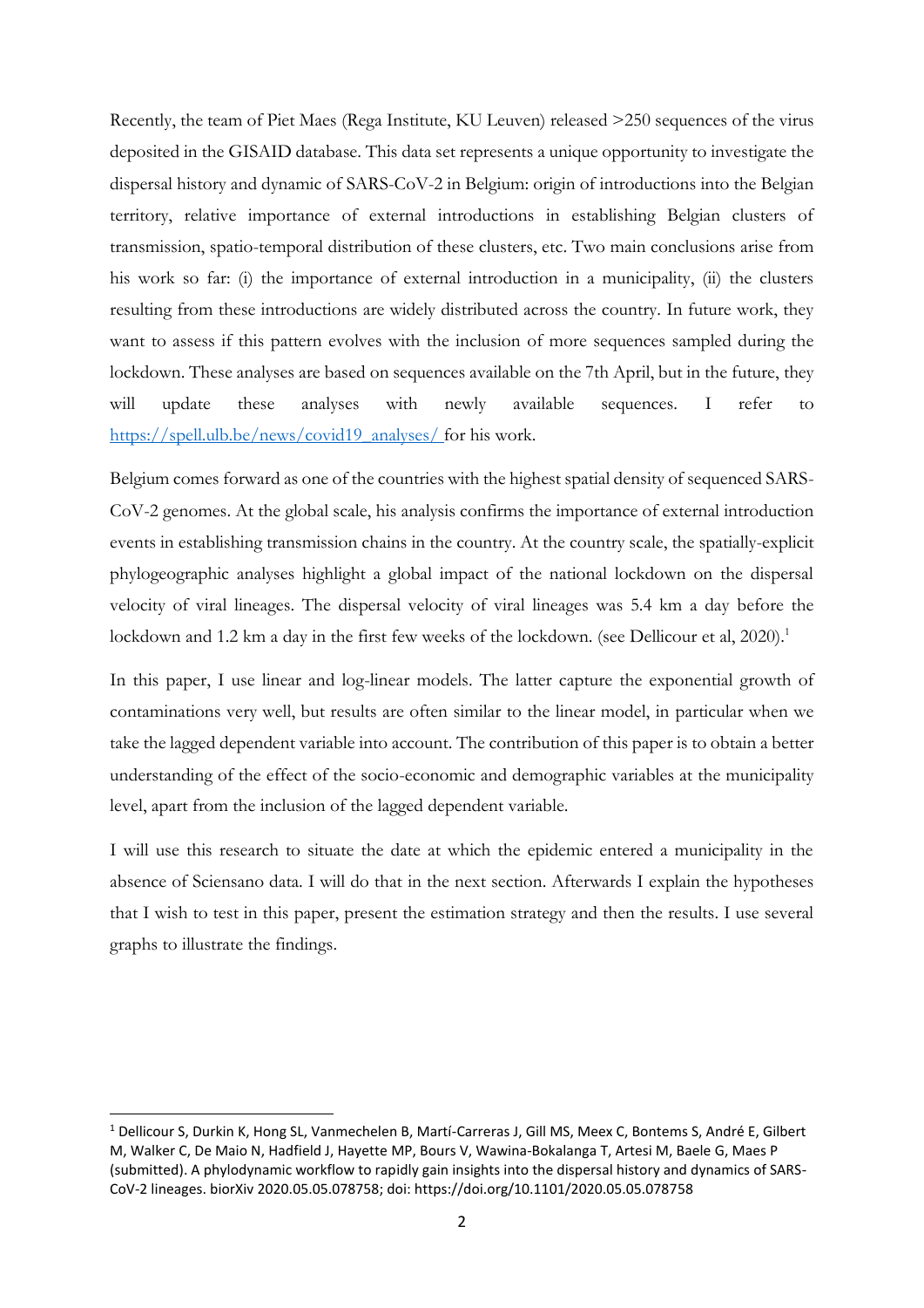Recently, the team of Piet Maes (Rega Institute, KU Leuven) released >250 sequences of the virus deposited in the GISAID database. This data set represents a unique opportunity to investigate the dispersal history and dynamic of SARS-CoV-2 in Belgium: origin of introductions into the Belgian territory, relative importance of external introductions in establishing Belgian clusters of transmission, spatio-temporal distribution of these clusters, etc. Two main conclusions arise from his work so far: (i) the importance of external introduction in a municipality, (ii) the clusters resulting from these introductions are widely distributed across the country. In future work, they want to assess if this pattern evolves with the inclusion of more sequences sampled during the lockdown. These analyses are based on sequences available on the 7th April, but in the future, they will update these analyses with newly available sequences. I refer to [https://spell.ulb.be/news/covid19_analyses/](https://spell.ulb.be/news/covid19_analyses/) for his work.

Belgium comes forward as one of the countries with the highest spatial density of sequenced SARS-CoV-2 genomes. At the global scale, his analysis confirms the importance of external introduction events in establishing transmission chains in the country. At the country scale, the spatially-explicit phylogeographic analyses highlight a global impact of the national lockdown on the dispersal velocity of viral lineages. The dispersal velocity of viral lineages was 5.4 km a day before the lockdown and 1.2 km a day in the first few weeks of the lockdown. (see Dellicour et al, 2020).[1]

In this paper, I use linear and log-linear models. The latter capture the exponential growth of contaminations very well, but results are often similar to the linear model, in particular when we take the lagged dependent variable into account. The contribution of this paper is to obtain a better understanding of the effect of the socio-economic and demographic variables at the municipality level, apart from the inclusion of the lagged dependent variable.

I will use this research to situate the date at which the epidemic entered a municipality in the absence of Sciensano data. I will do that in the next section. Afterwards I explain the hypotheses that I wish to test in this paper, present the estimation strategy and then the results. I use several graphs to illustrate the findings.

---

[1] Dellicour S, Durkin K, Hong SL, Vanmechelen B, Martí-Carreras J, Gill MS, Meex C, Bontems S, André E, Gilbert M, Walker C, De Maio N, Hadfield J, Hayette MP, Bours V, Wawina-Bokalanga T, Artesi M, Baele G, Maes P (submitted). A phylodynamic workflow to rapidly gain insights into the dispersal history and dynamics of SARS-CoV-2 lineages. biorXiv 2020.05.05.078758; doi: https://doi.org/10.1101/2020.05.05.078758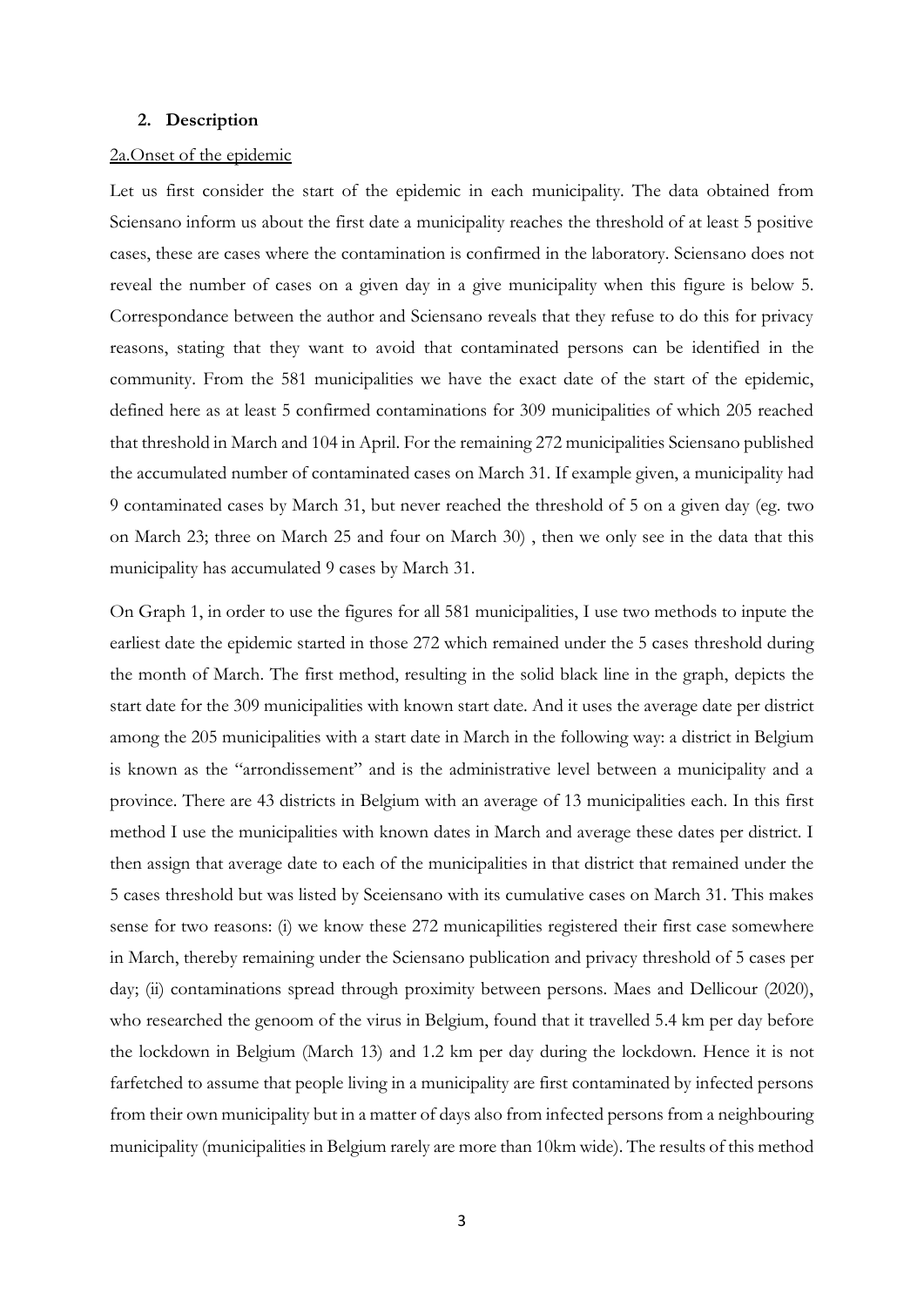### 2. Description

2a.Onset of the epidemic

Let us first consider the start of the epidemic in each municipality. The data obtained from Sciensano inform us about the first date a municipality reaches the threshold of at least 5 positive cases, these are cases where the contamination is confirmed in the laboratory. Sciensano does not reveal the number of cases on a given day in a give municipality when this figure is below 5. Correspondance between the author and Sciensano reveals that they refuse to do this for privacy reasons, stating that they want to avoid that contaminated persons can be identified in the community. From the 581 municipalities we have the exact date of the start of the epidemic, defined here as at least 5 confirmed contaminations for 309 municipalities of which 205 reached that threshold in March and 104 in April. For the remaining 272 municipalities Sciensano published the accumulated number of contaminated cases on March 31. If example given, a municipality had 9 contaminated cases by March 31, but never reached the threshold of 5 on a given day (eg. two on March 23; three on March 25 and four on March 30) , then we only see in the data that this municipality has accumulated 9 cases by March 31.

On Graph 1, in order to use the figures for all 581 municipalities, I use two methods to inpute the earliest date the epidemic started in those 272 which remained under the 5 cases threshold during the month of March. The first method, resulting in the solid black line in the graph, depicts the start date for the 309 municipalities with known start date. And it uses the average date per district among the 205 municipalities with a start date in March in the following way: a district in Belgium is known as the "arrondissement" and is the administrative level between a municipality and a province. There are 43 districts in Belgium with an average of 13 municipalities each. In this first method I use the municipalities with known dates in March and average these dates per district. I then assign that average date to each of the municipalities in that district that remained under the 5 cases threshold but was listed by Sceiensano with its cumulative cases on March 31. This makes sense for two reasons: (i) we know these 272 municapilities registered their first case somewhere in March, thereby remaining under the Sciensano publication and privacy threshold of 5 cases per day; (ii) contaminations spread through proximity between persons. Maes and Dellicour (2020), who researched the genoom of the virus in Belgium, found that it travelled 5.4 km per day before the lockdown in Belgium (March 13) and 1.2 km per day during the lockdown. Hence it is not farfetched to assume that people living in a municipality are first contaminated by infected persons from their own municipality but in a matter of days also from infected persons from a neighbouring municipality (municipalities in Belgium rarely are more than 10km wide). The results of this method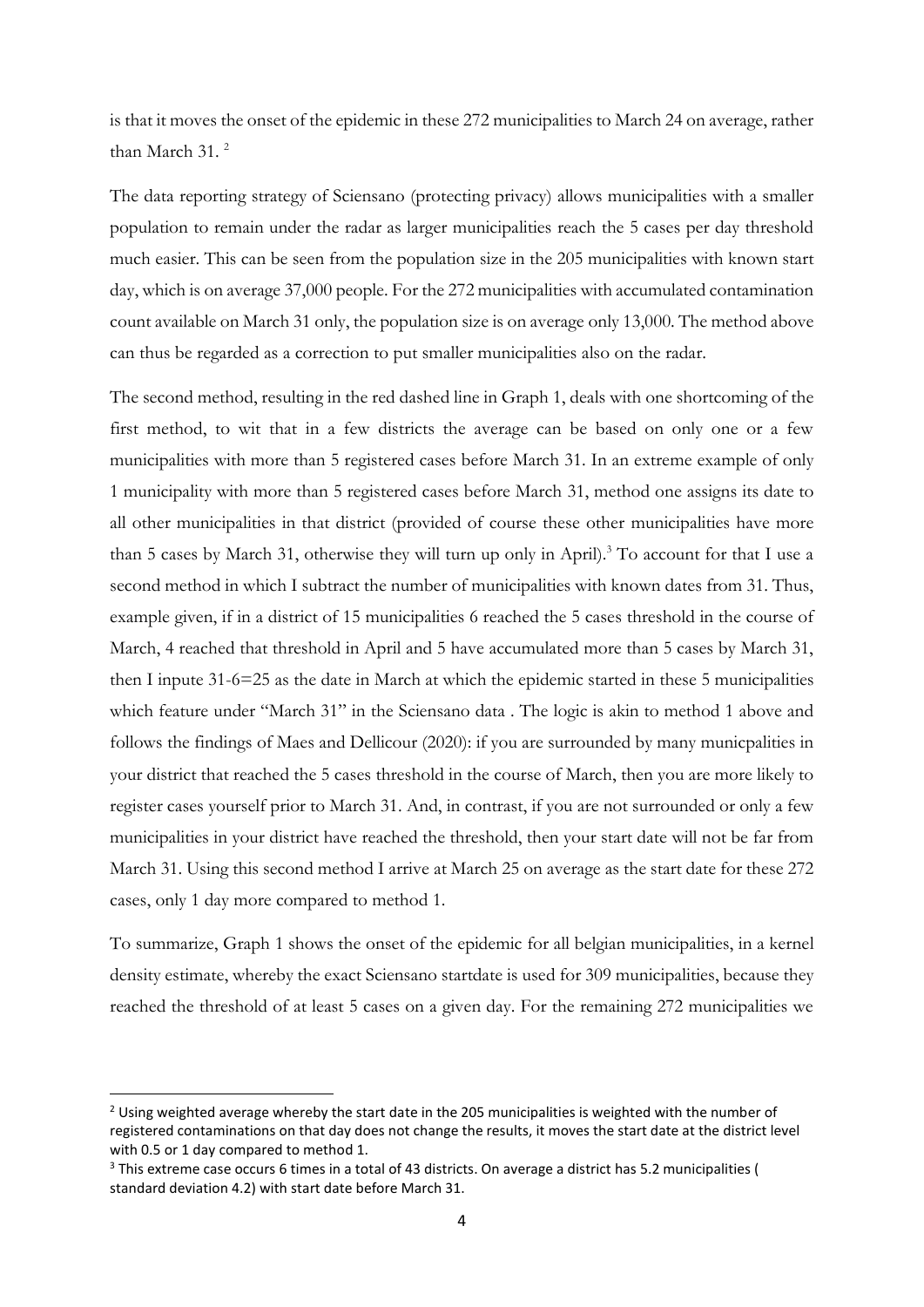is that it moves the onset of the epidemic in these 272 municipalities to March 24 on average, rather than March 31. [2]

The data reporting strategy of Sciensano (protecting privacy) allows municipalities with a smaller population to remain under the radar as larger municipalities reach the 5 cases per day threshold much easier. This can be seen from the population size in the 205 municipalities with known start day, which is on average 37,000 people. For the 272 municipalities with accumulated contamination count available on March 31 only, the population size is on average only 13,000. The method above can thus be regarded as a correction to put smaller municipalities also on the radar.

The second method, resulting in the red dashed line in Graph 1, deals with one shortcoming of the first method, to wit that in a few districts the average can be based on only one or a few municipalities with more than 5 registered cases before March 31. In an extreme example of only 1 municipality with more than 5 registered cases before March 31, method one assigns its date to all other municipalities in that district (provided of course these other municipalities have more than 5 cases by March 31, otherwise they will turn up only in April).[3] To account for that I use a second method in which I subtract the number of municipalities with known dates from 31. Thus, example given, if in a district of 15 municipalities 6 reached the 5 cases threshold in the course of March, 4 reached that threshold in April and 5 have accumulated more than 5 cases by March 31, then I inpute 31-6=25 as the date in March at which the epidemic started in these 5 municipalities which feature under "March 31" in the Sciensano data . The logic is akin to method 1 above and follows the findings of Maes and Dellicour (2020): if you are surrounded by many municpalities in your district that reached the 5 cases threshold in the course of March, then you are more likely to register cases yourself prior to March 31. And, in contrast, if you are not surrounded or only a few municipalities in your district have reached the threshold, then your start date will not be far from March 31. Using this second method I arrive at March 25 on average as the start date for these 272 cases, only 1 day more compared to method 1.

To summarize, Graph 1 shows the onset of the epidemic for all belgian municipalities, in a kernel density estimate, whereby the exact Sciensano startdate is used for 309 municipalities, because they reached the threshold of at least 5 cases on a given day. For the remaining 272 municipalities we

---

[2] Using weighted average whereby the start date in the 205 municipalities is weighted with the number of registered contaminations on that day does not change the results, it moves the start date at the district level with 0.5 or 1 day compared to method 1.

[3] This extreme case occurs 6 times in a total of 43 districts. On average a district has 5.2 municipalities ( standard deviation 4.2) with start date before March 31.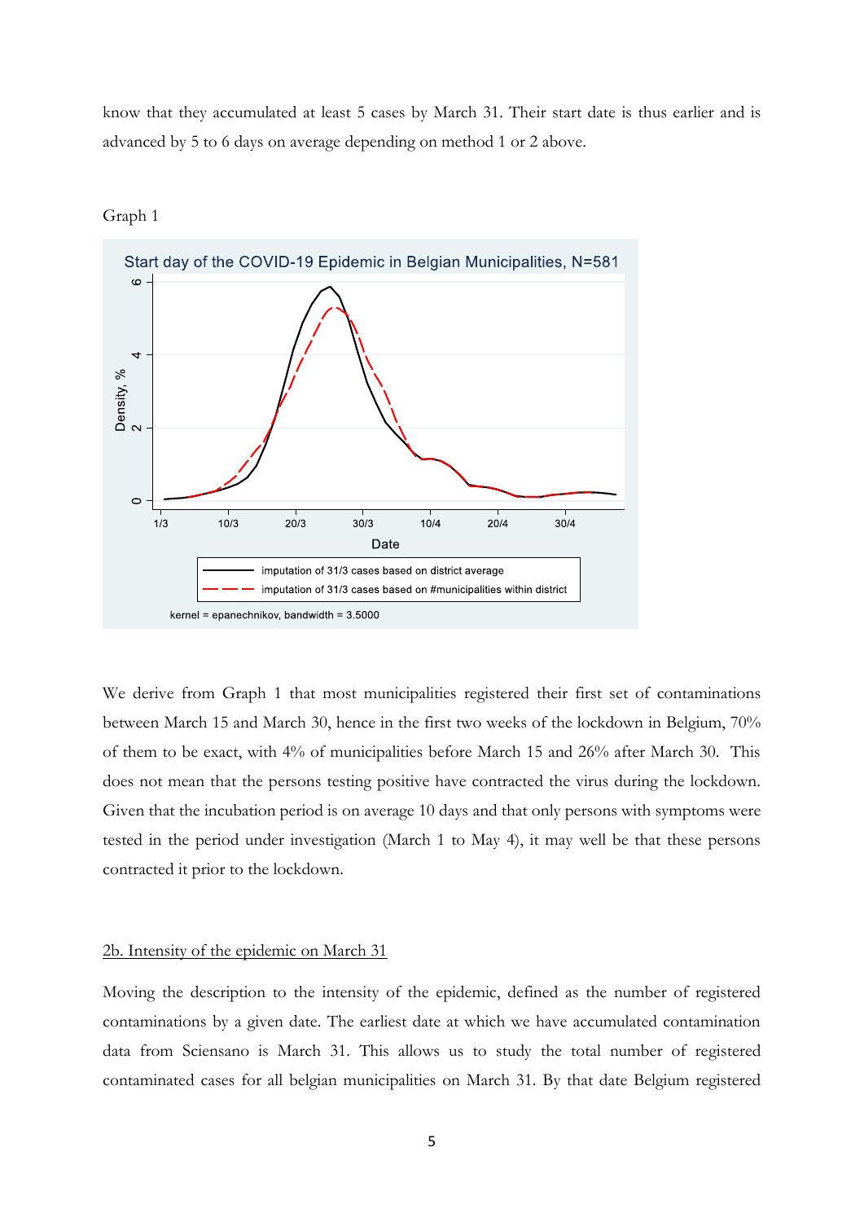know that they accumulated at least 5 cases by March 31. Their start date is thus earlier and is advanced by 5 to 6 days on average depending on method 1 or 2 above.

Graph 1

We derive from Graph 1 that most municipalities registered their first set of contaminations between March 15 and March 30, hence in the first two weeks of the lockdown in Belgium, 70% of them to be exact, with 4% of municipalities before March 15 and 26% after March 30. This does not mean that the persons testing positive have contracted the virus during the lockdown. Given that the incubation period is on average 10 days and that only persons with symptoms were tested in the period under investigation (March 1 to May 4), it may well be that these persons contracted it prior to the lockdown.

## 2b. Intensity of the epidemic on March 31

Moving the description to the intensity of the epidemic, defined as the number of registered contaminations by a given date. The earliest date at which we have accumulated contamination data from Sciensano is March 31. This allows us to study the total number of registered contaminated cases for all belgian municipalities on March 31. By that date Belgium registered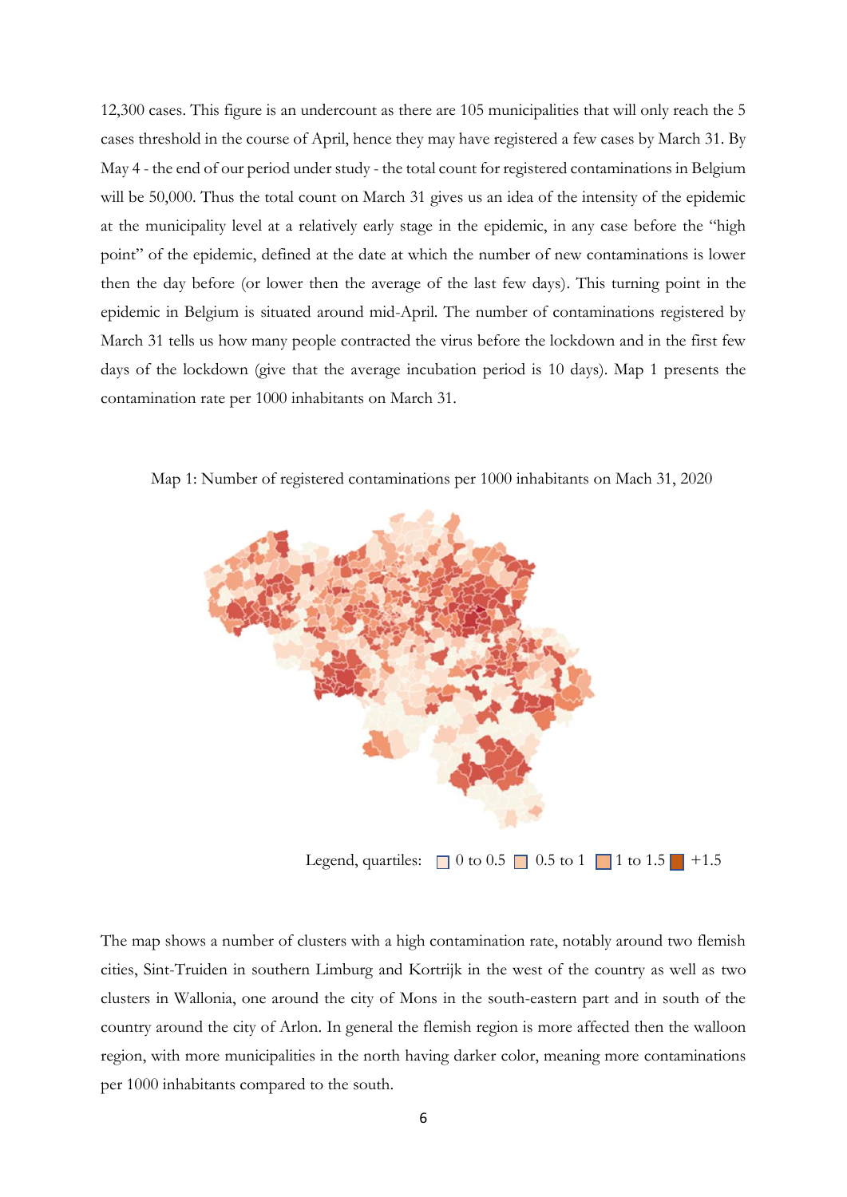12,300 cases. This figure is an undercount as there are 105 municipalities that will only reach the 5 cases threshold in the course of April, hence they may have registered a few cases by March 31. By May 4 - the end of our period under study - the total count for registered contaminations in Belgium will be 50,000. Thus the total count on March 31 gives us an idea of the intensity of the epidemic at the municipality level at a relatively early stage in the epidemic, in any case before the "high point" of the epidemic, defined at the date at which the number of new contaminations is lower then the day before (or lower then the average of the last few days). This turning point in the epidemic in Belgium is situated around mid-April. The number of contaminations registered by March 31 tells us how many people contracted the virus before the lockdown and in the first few days of the lockdown (give that the average incubation period is 10 days). Map 1 presents the contamination rate per 1000 inhabitants on March 31.

Map 1: Number of registered contaminations per 1000 inhabitants on Mach 31, 2020

Legend, quartiles: 0 to 0.5 | 0.5 to 1 | 1 to 1.5 | +1.5

The map shows a number of clusters with a high contamination rate, notably around two flemish cities, Sint-Truiden in southern Limburg and Kortrijk in the west of the country as well as two clusters in Wallonia, one around the city of Mons in the south-eastern part and in south of the country around the city of Arlon. In general the flemish region is more affected then the walloon region, with more municipalities in the north having darker color, meaning more contaminations per 1000 inhabitants compared to the south.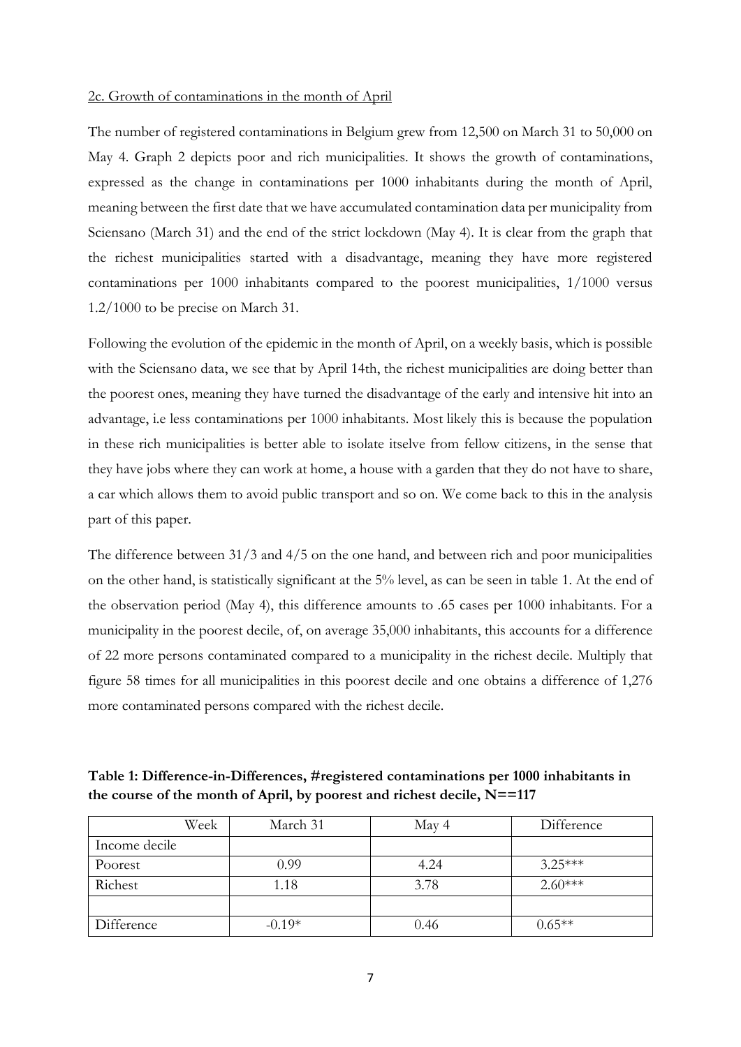2c. Growth of contaminations in the month of April

The number of registered contaminations in Belgium grew from 12,500 on March 31 to 50,000 on May 4. Graph 2 depicts poor and rich municipalities. It shows the growth of contaminations, expressed as the change in contaminations per 1000 inhabitants during the month of April, meaning between the first date that we have accumulated contamination data per municipality from Sciensano (March 31) and the end of the strict lockdown (May 4). It is clear from the graph that the richest municipalities started with a disadvantage, meaning they have more registered contaminations per 1000 inhabitants compared to the poorest municipalities, 1/1000 versus 1.2/1000 to be precise on March 31.

Following the evolution of the epidemic in the month of April, on a weekly basis, which is possible with the Sciensano data, we see that by April 14th, the richest municipalities are doing better than the poorest ones, meaning they have turned the disadvantage of the early and intensive hit into an advantage, i.e less contaminations per 1000 inhabitants. Most likely this is because the population in these rich municipalities is better able to isolate itselve from fellow citizens, in the sense that they have jobs where they can work at home, a house with a garden that they do not have to share, a car which allows them to avoid public transport and so on. We come back to this in the analysis part of this paper.

The difference between 31/3 and 4/5 on the one hand, and between rich and poor municipalities on the other hand, is statistically significant at the 5% level, as can be seen in table 1. At the end of the observation period (May 4), this difference amounts to .65 cases per 1000 inhabitants. For a municipality in the poorest decile, of, on average 35,000 inhabitants, this accounts for a difference of 22 more persons contaminated compared to a municipality in the richest decile. Multiply that figure 58 times for all municipalities in this poorest decile and one obtains a difference of 1,276 more contaminated persons compared with the richest decile.

**Table 1: Difference-in-Differences, #registered contaminations per 1000 inhabitants in the course of the month of April, by poorest and richest decile, N==117**

| Week | March 31 | May 4 | Difference |
|---|---|---|---|
| Income decile | | | |
| Poorest | 0.99 | 4.24 | 3.25*** |
| Richest | 1.18 | 3.78 | 2.60*** |
| | | | |
| Difference | -0.19* | 0.46 | 0.65** |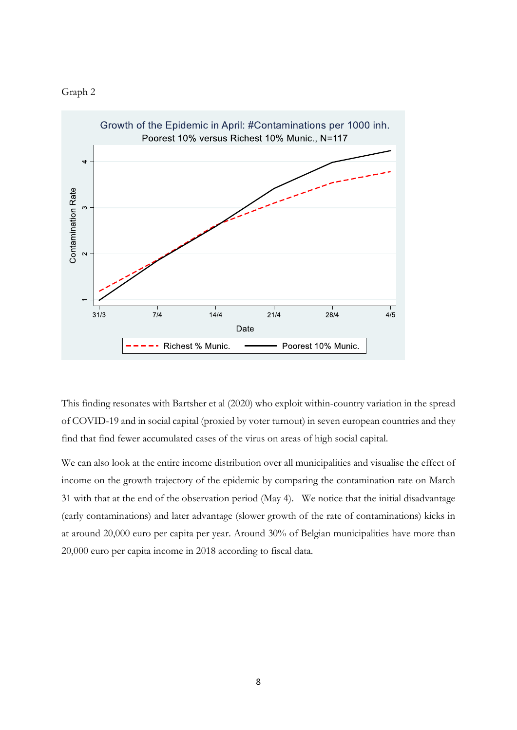Graph 2

This finding resonates with Bartsher et al (2020) who exploit within-country variation in the spread of COVID-19 and in social capital (proxied by voter turnout) in seven european countries and they find that find fewer accumulated cases of the virus on areas of high social capital.

We can also look at the entire income distribution over all municipalities and visualise the effect of income on the growth trajectory of the epidemic by comparing the contamination rate on March 31 with that at the end of the observation period (May 4). We notice that the initial disadvantage (early contaminations) and later advantage (slower growth of the rate of contaminations) kicks in at around 20,000 euro per capita per year. Around 30% of Belgian municipalities have more than 20,000 euro per capita income in 2018 according to fiscal data.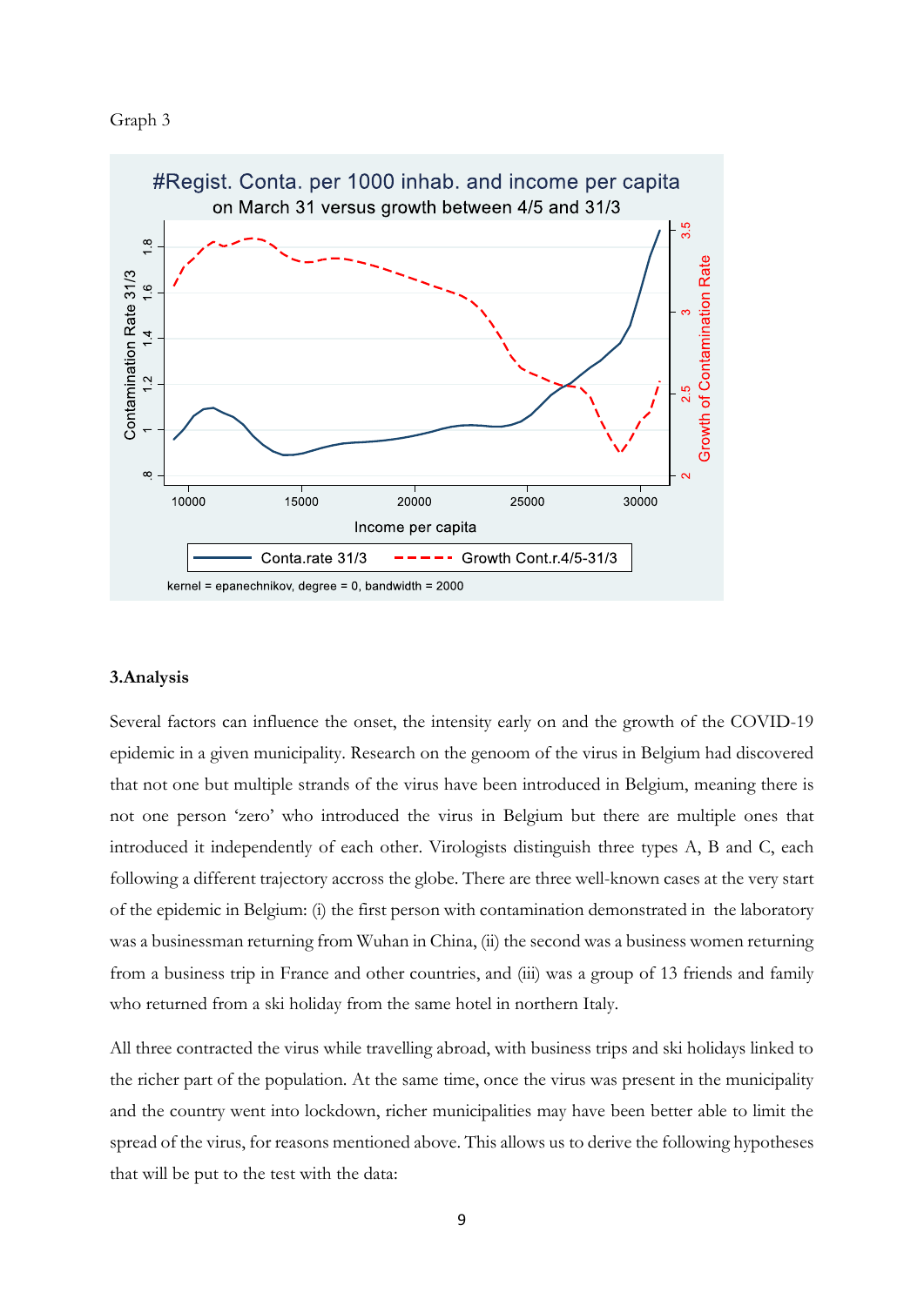Graph 3

#Regist. Conta. per 1000 inhab. and income per capita
on March 31 versus growth between 4/5 and 31/3

kernel = epanechnikov, degree = 0, bandwidth = 2000

### 3.Analysis

Several factors can influence the onset, the intensity early on and the growth of the COVID-19 epidemic in a given municipality. Research on the genoom of the virus in Belgium had discovered that not one but multiple strands of the virus have been introduced in Belgium, meaning there is not one person 'zero' who introduced the virus in Belgium but there are multiple ones that introduced it independently of each other. Virologists distinguish three types A, B and C, each following a different trajectory accross the globe. There are three well-known cases at the very start of the epidemic in Belgium: (i) the first person with contamination demonstrated in the laboratory was a businessman returning from Wuhan in China, (ii) the second was a business women returning from a business trip in France and other countries, and (iii) was a group of 13 friends and family who returned from a ski holiday from the same hotel in northern Italy.

All three contracted the virus while travelling abroad, with business trips and ski holidays linked to the richer part of the population. At the same time, once the virus was present in the municipality and the country went into lockdown, richer municipalities may have been better able to limit the spread of the virus, for reasons mentioned above. This allows us to derive the following hypotheses that will be put to the test with the data: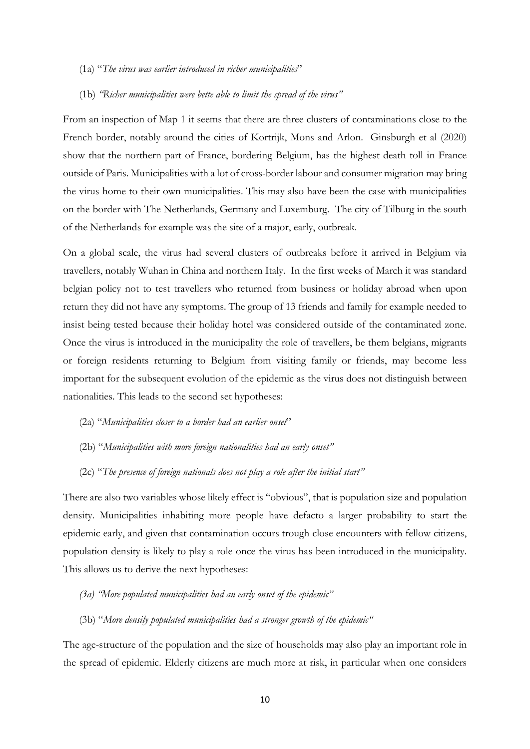(1a) "*The virus was earlier introduced in richer municipalities*"

(1b) *"Richer municipalities were bette able to limit the spread of the virus"*

From an inspection of Map 1 it seems that there are three clusters of contaminations close to the French border, notably around the cities of Kortrijk, Mons and Arlon. Ginsburgh et al (2020) show that the northern part of France, bordering Belgium, has the highest death toll in France outside of Paris. Municipalities with a lot of cross-border labour and consumer migration may bring the virus home to their own municipalities. This may also have been the case with municipalities on the border with The Netherlands, Germany and Luxemburg. The city of Tilburg in the south of the Netherlands for example was the site of a major, early, outbreak.

On a global scale, the virus had several clusters of outbreaks before it arrived in Belgium via travellers, notably Wuhan in China and northern Italy. In the first weeks of March it was standard belgian policy not to test travellers who returned from business or holiday abroad when upon return they did not have any symptoms. The group of 13 friends and family for example needed to insist being tested because their holiday hotel was considered outside of the contaminated zone. Once the virus is introduced in the municipality the role of travellers, be them belgians, migrants or foreign residents returning to Belgium from visiting family or friends, may become less important for the subsequent evolution of the epidemic as the virus does not distinguish between nationalities. This leads to the second set hypotheses:

(2a) "*Municipalities closer to a border had an earlier onset*"

(2b) "*Municipalities with more foreign nationalities had an early onset"*

(2c) "*The presence of foreign nationals does not play a role after the initial start"*

There are also two variables whose likely effect is "obvious", that is population size and population density. Municipalities inhabiting more people have defacto a larger probability to start the epidemic early, and given that contamination occurs trough close encounters with fellow citizens, population density is likely to play a role once the virus has been introduced in the municipality. This allows us to derive the next hypotheses:

*(3a) "More populated municipalities had an early onset of the epidemic"*

(3b) "*More densily populated municipalities had a stronger growth of the epidemic"*

The age-structure of the population and the size of households may also play an important role in the spread of epidemic. Elderly citizens are much more at risk, in particular when one considers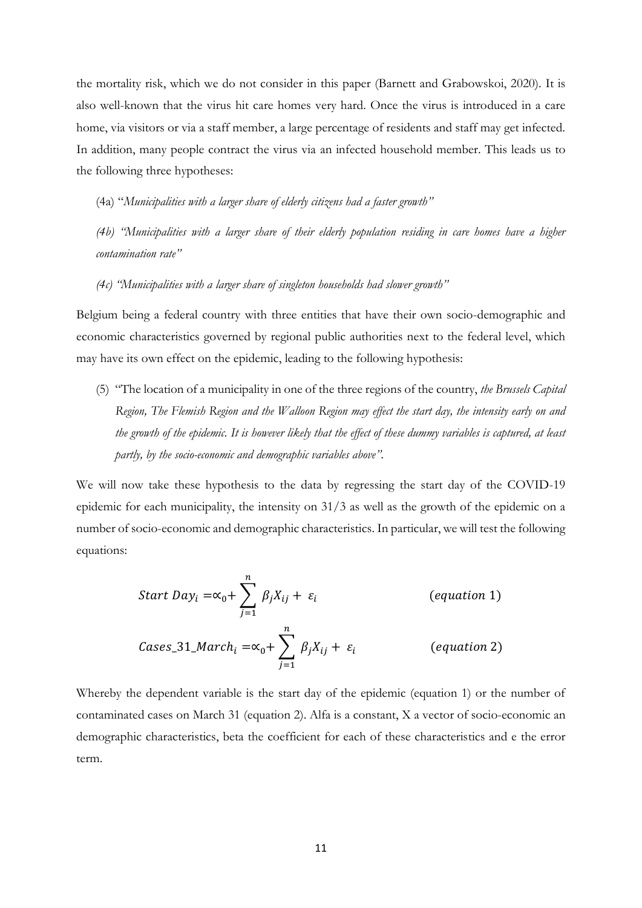the mortality risk, which we do not consider in this paper (Barnett and Grabowskoi, 2020). It is also well-known that the virus hit care homes very hard. Once the virus is introduced in a care home, via visitors or via a staff member, a large percentage of residents and staff may get infected. In addition, many people contract the virus via an infected household member. This leads us to the following three hypotheses:

(4a) "*Municipalities with a larger share of elderly citizens had a faster growth*"

*(4b) "Municipalities with a larger share of their elderly population residing in care homes have a higher contamination rate"*

*(4c) "Municipalities with a larger share of singleton households had slower growth"*

Belgium being a federal country with three entities that have their own socio-demographic and economic characteristics governed by regional public authorities next to the federal level, which may have its own effect on the epidemic, leading to the following hypothesis:

(5) "The location of a municipality in one of the three regions of the country, *the Brussels Capital Region, The Flemish Region and the Walloon Region may effect the start day, the intensity early on and the growth of the epidemic. It is however likely that the effect of these dummy variables is captured, at least partly, by the socio-economic and demographic variables above".*

We will now take these hypothesis to the data by regressing the start day of the COVID-19 epidemic for each municipality, the intensity on 31/3 as well as the growth of the epidemic on a number of socio-economic and demographic characteristics. In particular, we will test the following equations:

$$Start\ Day_i = \alpha_0 + \sum_{j=1}^{n} \beta_j X_{ij} + \varepsilon_i \qquad (equation\ 1)$$

$$Cases\_31\_March_i = \alpha_0 + \sum_{j=1}^{n} \beta_j X_{ij} + \varepsilon_i \qquad (equation\ 2)$$

Whereby the dependent variable is the start day of the epidemic (equation 1) or the number of contaminated cases on March 31 (equation 2). Alfa is a constant, X a vector of socio-economic an demographic characteristics, beta the coefficient for each of these characteristics and e the error term.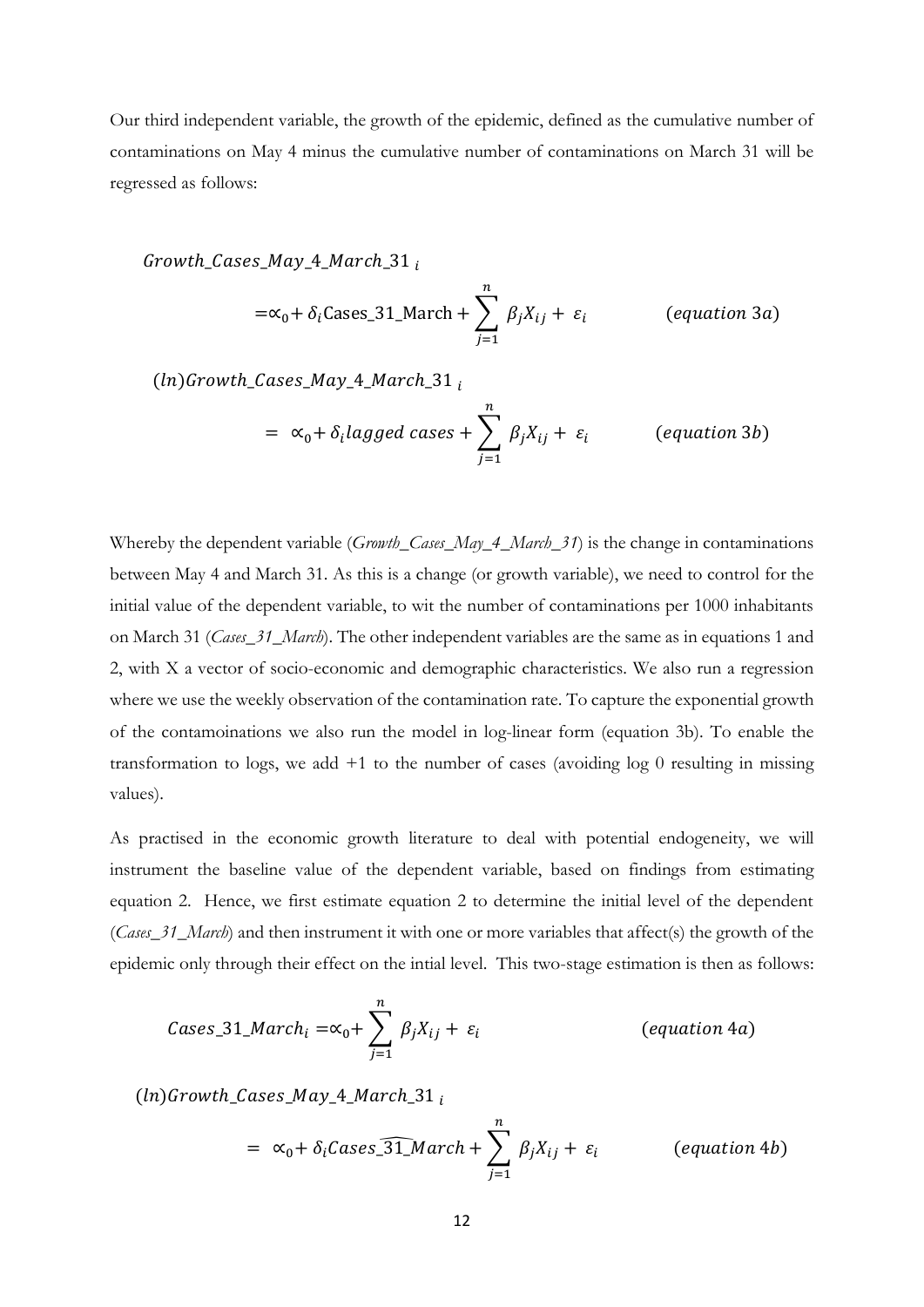Our third independent variable, the growth of the epidemic, defined as the cumulative number of contaminations on May 4 minus the cumulative number of contaminations on March 31 will be regressed as follows:

$$Growth\_Cases\_May\_4\_March\_31_{\ i} = \propto_0 + \delta_i \text{Cases\_31\_March} + \sum_{j=1}^{n} \beta_j X_{ij} + \varepsilon_i \qquad (equation\ 3a)$$

$$(ln)Growth\_Cases\_May\_4\_March\_31_{\ i} = \propto_0 + \delta_i lagged\ cases + \sum_{j=1}^{n} \beta_j X_{ij} + \varepsilon_i \qquad (equation\ 3b)$$

Whereby the dependent variable (*Growth_Cases_May_4_March_31*) is the change in contaminations between May 4 and March 31. As this is a change (or growth variable), we need to control for the initial value of the dependent variable, to wit the number of contaminations per 1000 inhabitants on March 31 (*Cases_31_March*). The other independent variables are the same as in equations 1 and 2, with X a vector of socio-economic and demographic characteristics. We also run a regression where we use the weekly observation of the contamination rate. To capture the exponential growth of the contamoinations we also run the model in log-linear form (equation 3b). To enable the transformation to logs, we add +1 to the number of cases (avoiding log 0 resulting in missing values).

As practised in the economic growth literature to deal with potential endogeneity, we will instrument the baseline value of the dependent variable, based on findings from estimating equation 2. Hence, we first estimate equation 2 to determine the initial level of the dependent (*Cases_31_March*) and then instrument it with one or more variables that affect(s) the growth of the epidemic only through their effect on the intial level. This two-stage estimation is then as follows:

$$Cases\_31\_March_i = \propto_0 + \sum_{j=1}^{n} \beta_j X_{ij} + \varepsilon_i \qquad (equation\ 4a)$$

$$(ln)Growth\_Cases\_May\_4\_March\_31_{\ i} = \propto_0 + \delta_i \widehat{Cases\_31\_March} + \sum_{j=1}^{n} \beta_j X_{ij} + \varepsilon_i \qquad (equation\ 4b)$$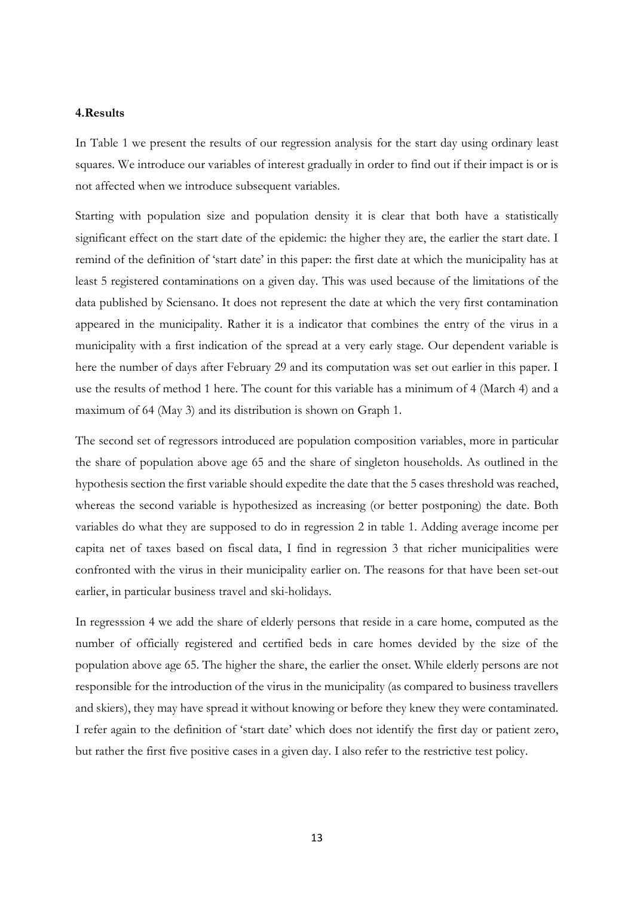### 4.Results

In Table 1 we present the results of our regression analysis for the start day using ordinary least squares. We introduce our variables of interest gradually in order to find out if their impact is or is not affected when we introduce subsequent variables.

Starting with population size and population density it is clear that both have a statistically significant effect on the start date of the epidemic: the higher they are, the earlier the start date. I remind of the definition of 'start date' in this paper: the first date at which the municipality has at least 5 registered contaminations on a given day. This was used because of the limitations of the data published by Sciensano. It does not represent the date at which the very first contamination appeared in the municipality. Rather it is a indicator that combines the entry of the virus in a municipality with a first indication of the spread at a very early stage. Our dependent variable is here the number of days after February 29 and its computation was set out earlier in this paper. I use the results of method 1 here. The count for this variable has a minimum of 4 (March 4) and a maximum of 64 (May 3) and its distribution is shown on Graph 1.

The second set of regressors introduced are population composition variables, more in particular the share of population above age 65 and the share of singleton households. As outlined in the hypothesis section the first variable should expedite the date that the 5 cases threshold was reached, whereas the second variable is hypothesized as increasing (or better postponing) the date. Both variables do what they are supposed to do in regression 2 in table 1. Adding average income per capita net of taxes based on fiscal data, I find in regression 3 that richer municipalities were confronted with the virus in their municipality earlier on. The reasons for that have been set-out earlier, in particular business travel and ski-holidays.

In regresssion 4 we add the share of elderly persons that reside in a care home, computed as the number of officially registered and certified beds in care homes devided by the size of the population above age 65. The higher the share, the earlier the onset. While elderly persons are not responsible for the introduction of the virus in the municipality (as compared to business travellers and skiers), they may have spread it without knowing or before they knew they were contaminated. I refer again to the definition of 'start date' which does not identify the first day or patient zero, but rather the first five positive cases in a given day. I also refer to the restrictive test policy.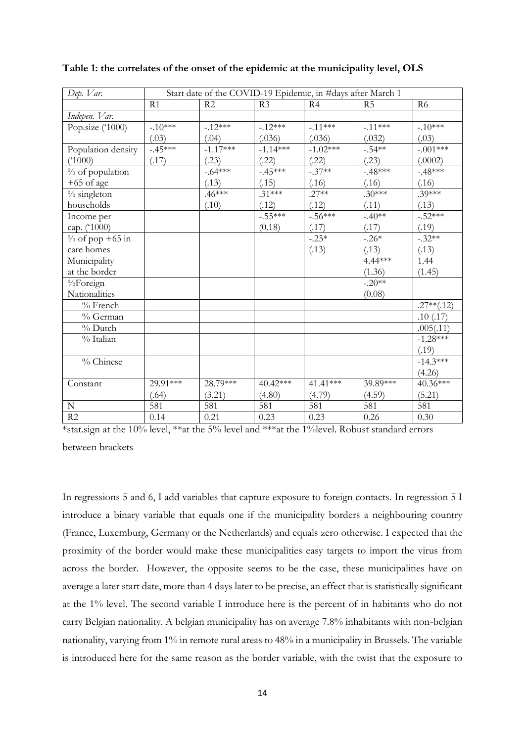**Table 1: the correlates of the onset of the epidemic at the municipality level, OLS**

| *Dep. Var.* | Start date of the COVID-19 Epidemic, in #days after March 1 | | | | | |
|---|---|---|---|---|---|---|
| | R1 | R2 | R3 | R4 | R5 | R6 |
| *Indepen. Var.* | | | | | | |
| Pop.size ('1000) | -.10*** (.03) | -.12*** (.04) | -.12*** (.036) | -.11*** (.036) | -.11*** (.032) | -.10*** (.03) |
| Population density ('1000) | -.45*** (.17) | -1.17*** (.23) | -1.14*** (.22) | -1.02*** (.22) | -.54** (.23) | -.001*** (.0002) |
| % of population +65 of age | | -.64*** (.13) | -.45*** (.15) | -.37** (.16) | -.48*** (.16) | -.48*** (.16) |
| % singleton households | | .46*** (.10) | .31*** (.12) | .27** (.12) | .30*** (.11) | .39*** (.13) |
| Income per cap. ('1000) | | | -.55*** (0.18) | -.56*** (.17) | -.40** (.17) | -.52*** (.19) |
| % of pop +65 in care homes | | | | -.25* (.13) | -.26* (.13) | -.32** (.13) |
| Municipality at the border | | | | | 4.44*** (1.36) | 1.44 (1.45) |
| %Foreign Nationalities | | | | | -.20** (0.08) | |
| % French | | | | | | .27**(.12) |
| % German | | | | | | .10 (.17) |
| % Dutch | | | | | | .005(.11) |
| % Italian | | | | | | -1.28*** (.19) |
| % Chinese | | | | | | -14.3*** (4.26) |
| Constant | 29.91*** (.64) | 28.79*** (3.21) | 40.42*** (4.80) | 41.41*** (4.79) | 39.89*** (4.59) | 40.36*** (5.21) |
| N | 581 | 581 | 581 | 581 | 581 | 581 |
| R2 | 0.14 | 0.21 | 0.23 | 0.23 | 0.26 | 0.30 |

*stat.sign at the 10% level, **at the 5% level and ***at the 1%level. Robust standard errors between brackets

In regressions 5 and 6, I add variables that capture exposure to foreign contacts. In regression 5 I introduce a binary variable that equals one if the municipality borders a neighbouring country (France, Luxemburg, Germany or the Netherlands) and equals zero otherwise. I expected that the proximity of the border would make these municipalities easy targets to import the virus from across the border. However, the opposite seems to be the case, these municipalities have on average a later start date, more than 4 days later to be precise, an effect that is statistically significant at the 1% level. The second variable I introduce here is the percent of in habitants who do not carry Belgian nationality. A belgian municipality has on average 7.8% inhabitants with non-belgian nationality, varying from 1% in remote rural areas to 48% in a municipality in Brussels. The variable is introduced here for the same reason as the border variable, with the twist that the exposure to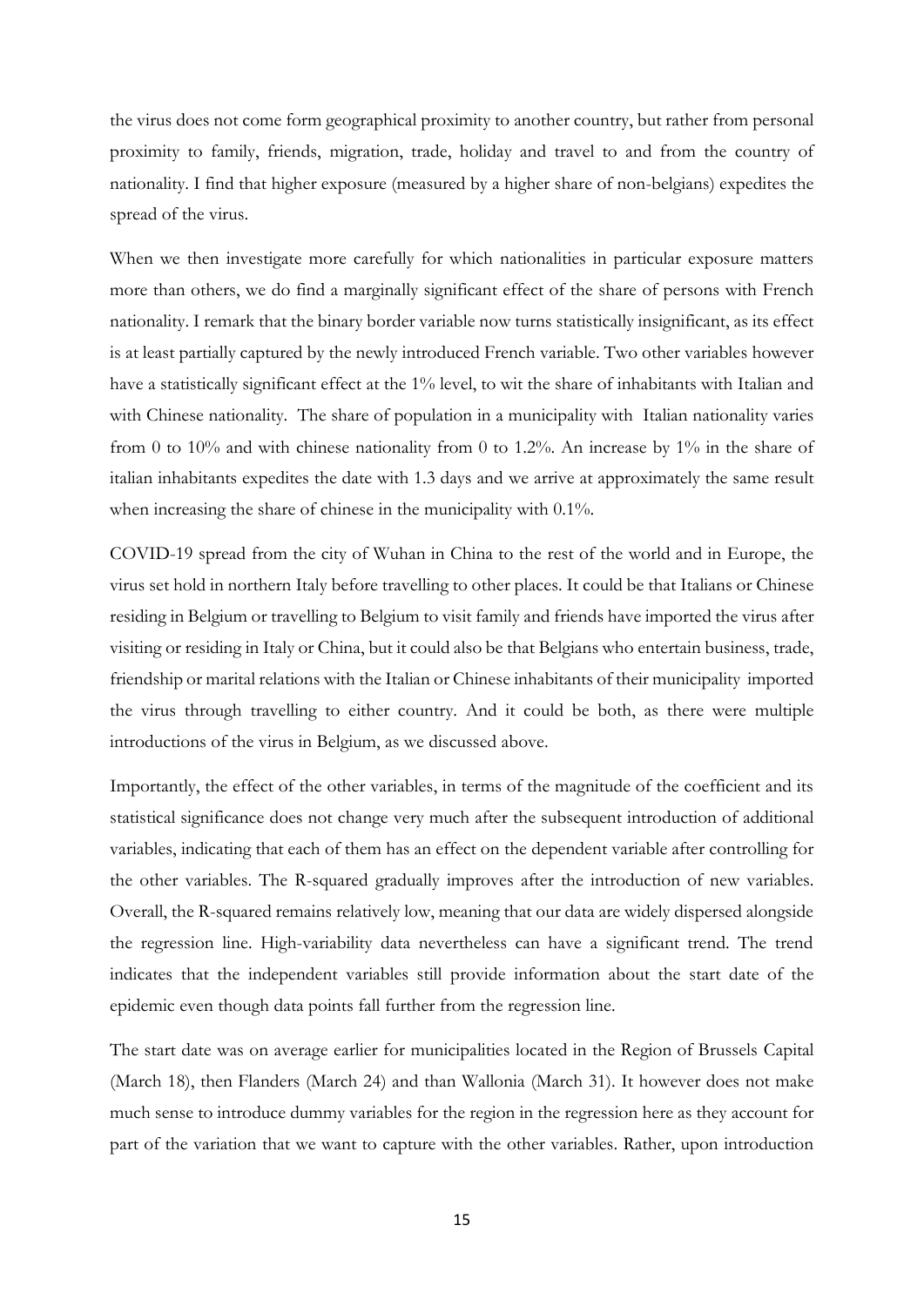the virus does not come form geographical proximity to another country, but rather from personal proximity to family, friends, migration, trade, holiday and travel to and from the country of nationality. I find that higher exposure (measured by a higher share of non-belgians) expedites the spread of the virus.

When we then investigate more carefully for which nationalities in particular exposure matters more than others, we do find a marginally significant effect of the share of persons with French nationality. I remark that the binary border variable now turns statistically insignificant, as its effect is at least partially captured by the newly introduced French variable. Two other variables however have a statistically significant effect at the 1% level, to wit the share of inhabitants with Italian and with Chinese nationality. The share of population in a municipality with Italian nationality varies from 0 to 10% and with chinese nationality from 0 to 1.2%. An increase by 1% in the share of italian inhabitants expedites the date with 1.3 days and we arrive at approximately the same result when increasing the share of chinese in the municipality with 0.1%.

COVID-19 spread from the city of Wuhan in China to the rest of the world and in Europe, the virus set hold in northern Italy before travelling to other places. It could be that Italians or Chinese residing in Belgium or travelling to Belgium to visit family and friends have imported the virus after visiting or residing in Italy or China, but it could also be that Belgians who entertain business, trade, friendship or marital relations with the Italian or Chinese inhabitants of their municipality imported the virus through travelling to either country. And it could be both, as there were multiple introductions of the virus in Belgium, as we discussed above.

Importantly, the effect of the other variables, in terms of the magnitude of the coefficient and its statistical significance does not change very much after the subsequent introduction of additional variables, indicating that each of them has an effect on the dependent variable after controlling for the other variables. The R-squared gradually improves after the introduction of new variables. Overall, the R-squared remains relatively low, meaning that our data are widely dispersed alongside the regression line. High-variability data nevertheless can have a significant trend. The trend indicates that the independent variables still provide information about the start date of the epidemic even though data points fall further from the regression line.

The start date was on average earlier for municipalities located in the Region of Brussels Capital (March 18), then Flanders (March 24) and than Wallonia (March 31). It however does not make much sense to introduce dummy variables for the region in the regression here as they account for part of the variation that we want to capture with the other variables. Rather, upon introduction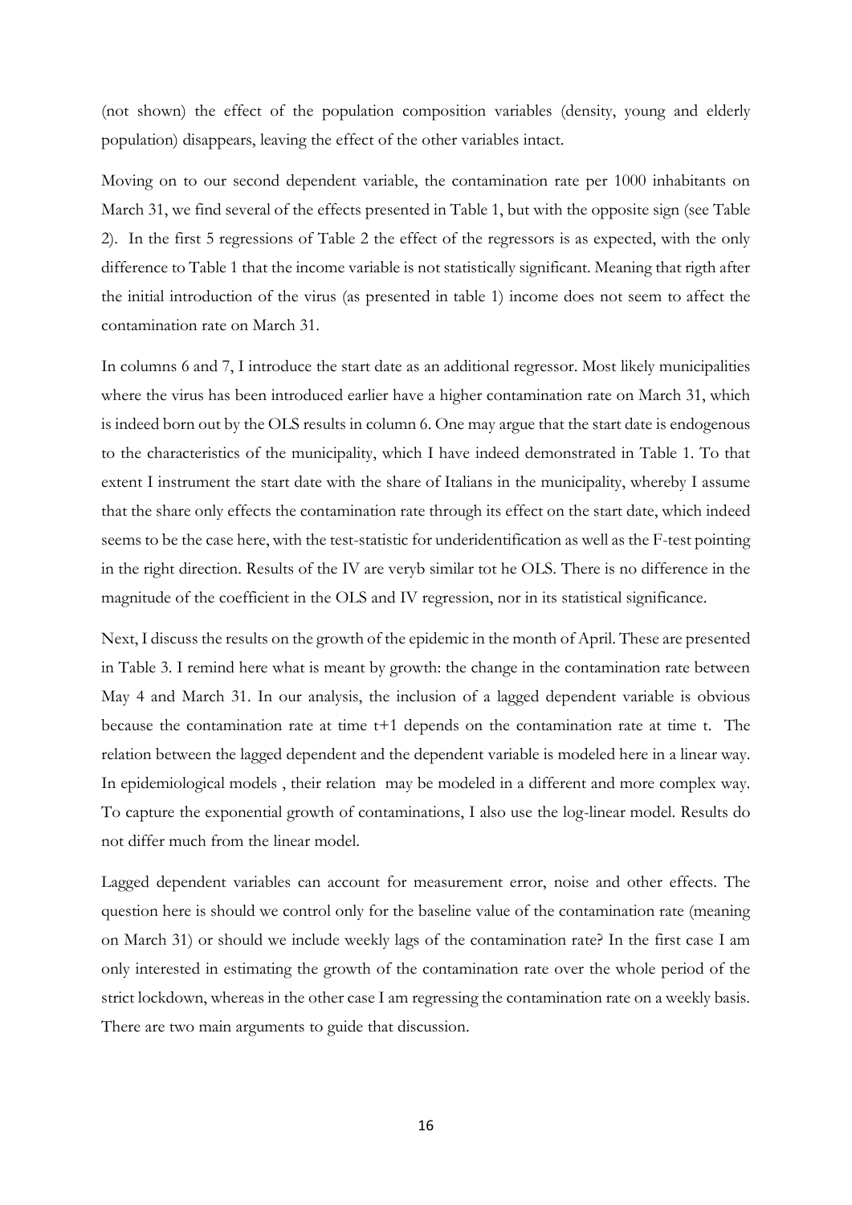(not shown) the effect of the population composition variables (density, young and elderly population) disappears, leaving the effect of the other variables intact.

Moving on to our second dependent variable, the contamination rate per 1000 inhabitants on March 31, we find several of the effects presented in Table 1, but with the opposite sign (see Table 2). In the first 5 regressions of Table 2 the effect of the regressors is as expected, with the only difference to Table 1 that the income variable is not statistically significant. Meaning that rigth after the initial introduction of the virus (as presented in table 1) income does not seem to affect the contamination rate on March 31.

In columns 6 and 7, I introduce the start date as an additional regressor. Most likely municipalities where the virus has been introduced earlier have a higher contamination rate on March 31, which is indeed born out by the OLS results in column 6. One may argue that the start date is endogenous to the characteristics of the municipality, which I have indeed demonstrated in Table 1. To that extent I instrument the start date with the share of Italians in the municipality, whereby I assume that the share only effects the contamination rate through its effect on the start date, which indeed seems to be the case here, with the test-statistic for underidentification as well as the F-test pointing in the right direction. Results of the IV are veryb similar tot he OLS. There is no difference in the magnitude of the coefficient in the OLS and IV regression, nor in its statistical significance.

Next, I discuss the results on the growth of the epidemic in the month of April. These are presented in Table 3. I remind here what is meant by growth: the change in the contamination rate between May 4 and March 31. In our analysis, the inclusion of a lagged dependent variable is obvious because the contamination rate at time t+1 depends on the contamination rate at time t. The relation between the lagged dependent and the dependent variable is modeled here in a linear way. In epidemiological models , their relation may be modeled in a different and more complex way. To capture the exponential growth of contaminations, I also use the log-linear model. Results do not differ much from the linear model.

Lagged dependent variables can account for measurement error, noise and other effects. The question here is should we control only for the baseline value of the contamination rate (meaning on March 31) or should we include weekly lags of the contamination rate? In the first case I am only interested in estimating the growth of the contamination rate over the whole period of the strict lockdown, whereas in the other case I am regressing the contamination rate on a weekly basis. There are two main arguments to guide that discussion.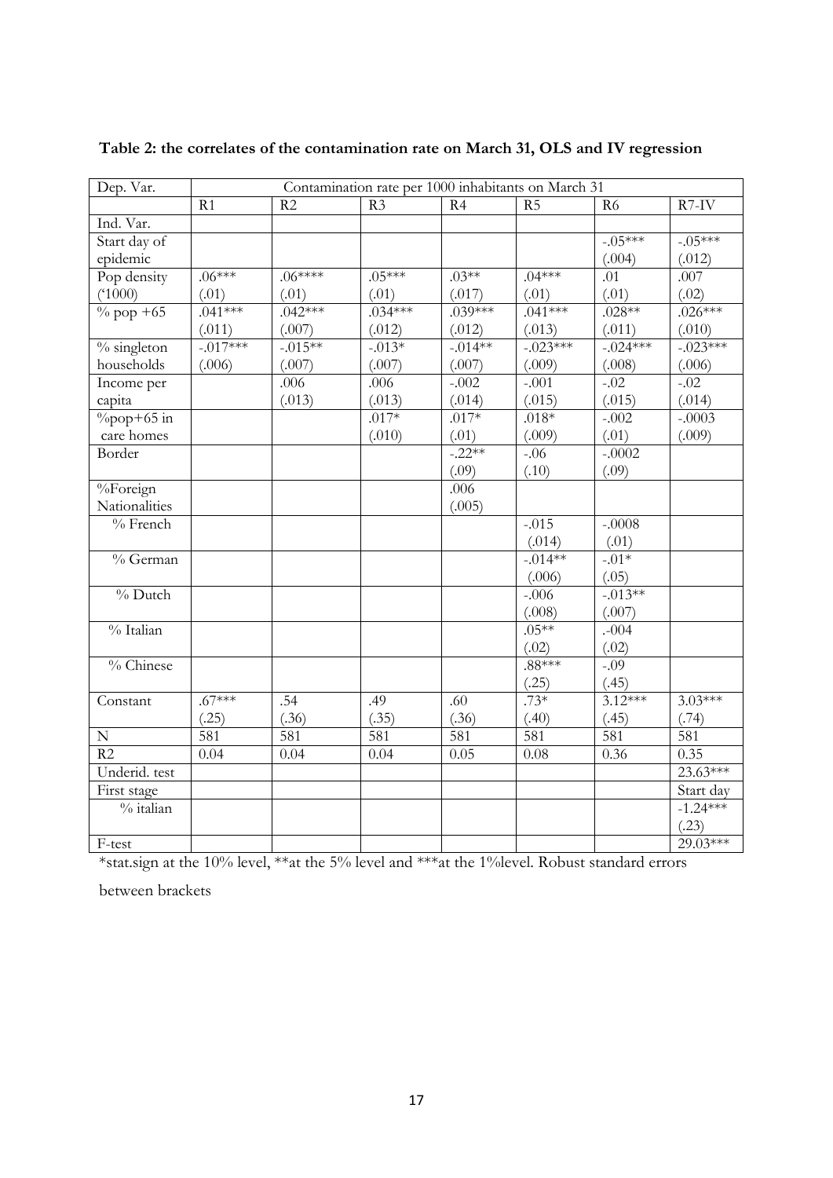**Table 2: the correlates of the contamination rate on March 31, OLS and IV regression**

| Dep. Var. | Contamination rate per 1000 inhabitants on March 31 | | | | | | |
|---|---|---|---|---|---|---|---|
| | R1 | R2 | R3 | R4 | R5 | R6 | R7-IV |
| Ind. Var. | | | | | | | |
| Start day of epidemic | | | | | | -.05***<br>(.004) | -.05***<br>(.012) |
| Pop density ('1000) | .06***<br>(.01) | .06****<br>(.01) | .05***<br>(.01) | .03**<br>(.017) | .04***<br>(.01) | .01<br>(.01) | .007<br>(.02) |
| % pop +65 | .041***<br>(.011) | .042***<br>(.007) | .034***<br>(.012) | .039***<br>(.012) | .041***<br>(.013) | .028**<br>(.011) | .026***<br>(.010) |
| % singleton households | -.017***<br>(.006) | -.015**<br>(.007) | -.013*<br>(.007) | -.014**<br>(.007) | -.023***<br>(.009) | -.024***<br>(.008) | -.023***<br>(.006) |
| Income per capita | | .006<br>(.013) | .006<br>(.013) | -.002<br>(.014) | -.001<br>(.015) | -.02<br>(.015) | -.02<br>(.014) |
| %pop+65 in care homes | | | .017*<br>(.010) | .017*<br>(.01) | .018*<br>(.009) | -.002<br>(.01) | -.0003<br>(.009) |
| Border | | | | -.22**<br>(.09) | -.06<br>(.10) | -.0002<br>(.09) | |
| %Foreign Nationalities | | | | .006<br>(.005) | | | |
| % French | | | | | -.015<br>(.014) | -.0008<br>(.01) | |
| % German | | | | | -.014**<br>(.006) | -.01*<br>(.05) | |
| % Dutch | | | | | -.006<br>(.008) | -.013**<br>(.007) | |
| % Italian | | | | | .05**<br>(.02) | .-004<br>(.02) | |
| % Chinese | | | | | .88***<br>(.25) | -.09<br>(.45) | |
| Constant | .67***<br>(.25) | .54<br>(.36) | .49<br>(.35) | .60<br>(.36) | .73*<br>(.40) | 3.12***<br>(.45) | 3.03***<br>(.74) |
| N | 581 | 581 | 581 | 581 | 581 | 581 | 581 |
| R2 | 0.04 | 0.04 | 0.04 | 0.05 | 0.08 | 0.36 | 0.35 |
| Underid. test | | | | | | | 23.63*** |
| First stage | | | | | | | Start day |
| % italian | | | | | | | -1.24***<br>(.23) |
| F-test | | | | | | | 29.03*** |

*stat.sign at the 10% level, **at the 5% level and ***at the 1%level. Robust standard errors between brackets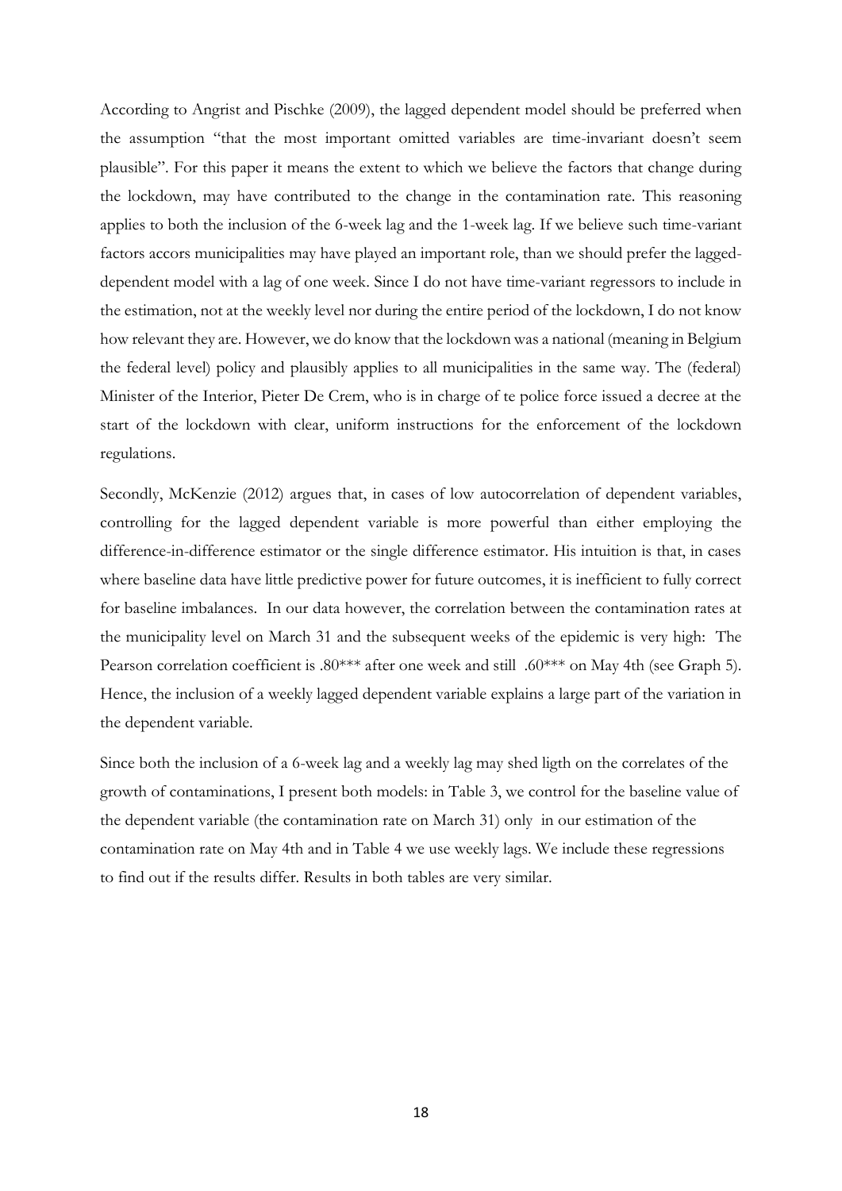According to Angrist and Pischke (2009), the lagged dependent model should be preferred when the assumption "that the most important omitted variables are time-invariant doesn't seem plausible". For this paper it means the extent to which we believe the factors that change during the lockdown, may have contributed to the change in the contamination rate. This reasoning applies to both the inclusion of the 6-week lag and the 1-week lag. If we believe such time-variant factors accors municipalities may have played an important role, than we should prefer the lagged-dependent model with a lag of one week. Since I do not have time-variant regressors to include in the estimation, not at the weekly level nor during the entire period of the lockdown, I do not know how relevant they are. However, we do know that the lockdown was a national (meaning in Belgium the federal level) policy and plausibly applies to all municipalities in the same way. The (federal) Minister of the Interior, Pieter De Crem, who is in charge of te police force issued a decree at the start of the lockdown with clear, uniform instructions for the enforcement of the lockdown regulations.

Secondly, McKenzie (2012) argues that, in cases of low autocorrelation of dependent variables, controlling for the lagged dependent variable is more powerful than either employing the difference-in-difference estimator or the single difference estimator. His intuition is that, in cases where baseline data have little predictive power for future outcomes, it is inefficient to fully correct for baseline imbalances. In our data however, the correlation between the contamination rates at the municipality level on March 31 and the subsequent weeks of the epidemic is very high: The Pearson correlation coefficient is .80*** after one week and still .60*** on May 4th (see Graph 5). Hence, the inclusion of a weekly lagged dependent variable explains a large part of the variation in the dependent variable.

Since both the inclusion of a 6-week lag and a weekly lag may shed ligth on the correlates of the growth of contaminations, I present both models: in Table 3, we control for the baseline value of the dependent variable (the contamination rate on March 31) only in our estimation of the contamination rate on May 4th and in Table 4 we use weekly lags. We include these regressions to find out if the results differ. Results in both tables are very similar.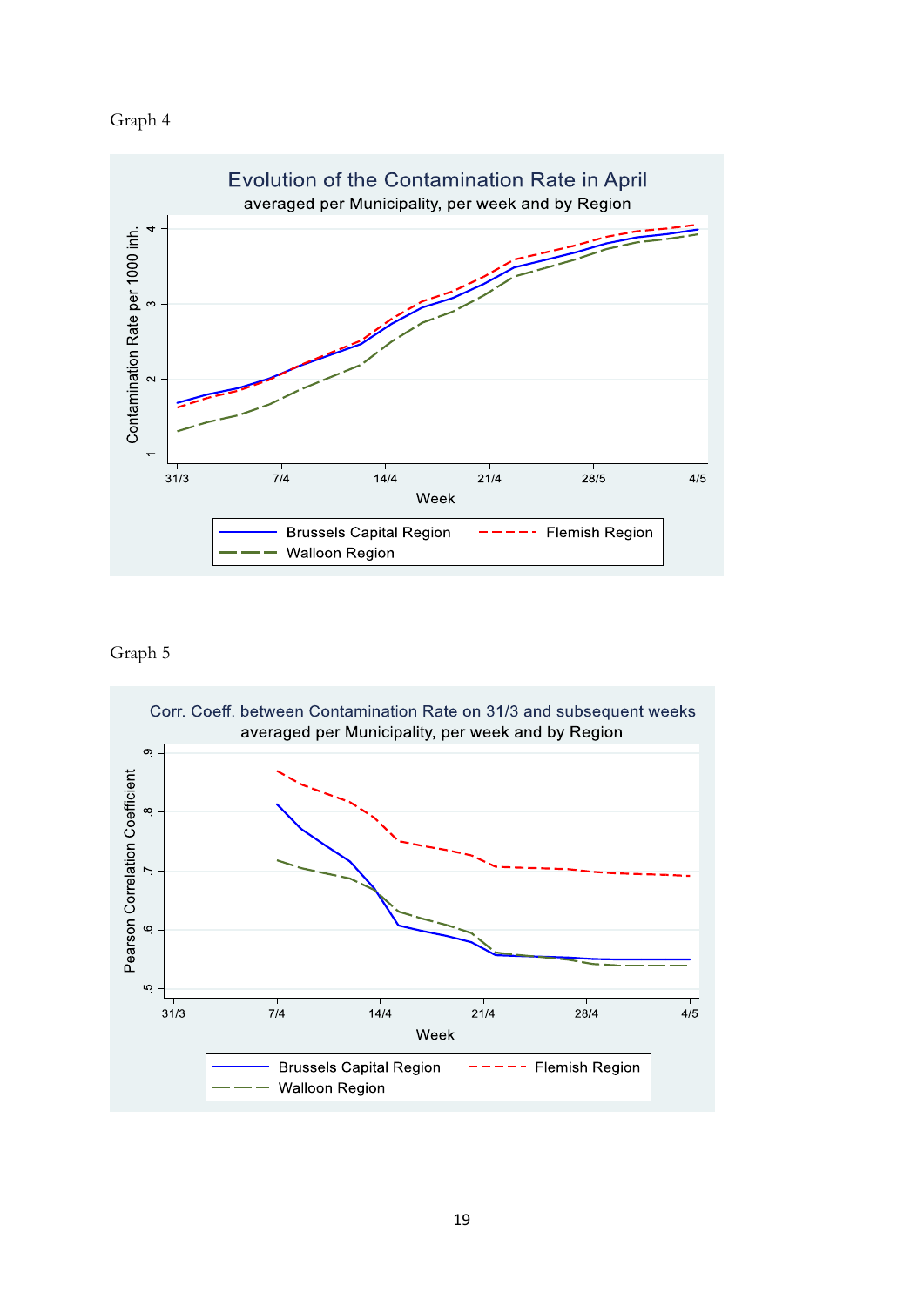Graph 4

Evolution of the Contamination Rate in April

averaged per Municipality, per week and by Region

Contamination Rate per 1000 inh.

Week

31/3 7/4 14/4 21/4 28/5 4/5

Brussels Capital Region — Flemish Region — Walloon Region

Graph 5

Corr. Coeff. between Contamination Rate on 31/3 and subsequent weeks

averaged per Municipality, per week and by Region

Pearson Correlation Coefficient

Week

31/3 7/4 14/4 21/4 28/4 4/5

Brussels Capital Region — Flemish Region — Walloon Region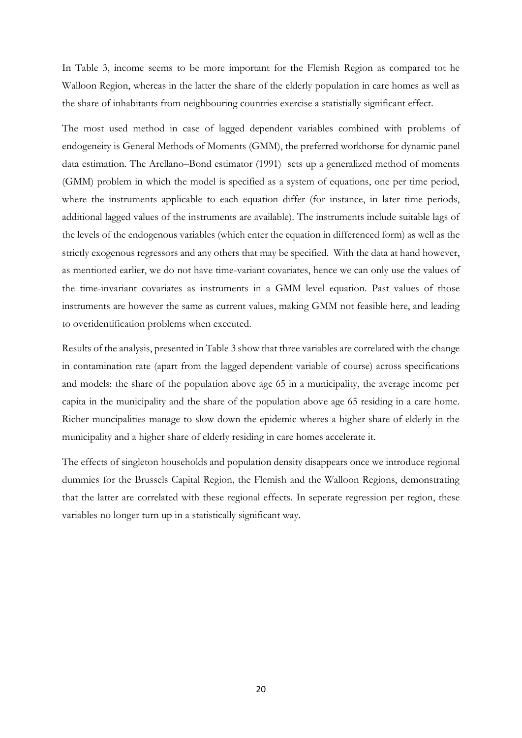In Table 3, income seems to be more important for the Flemish Region as compared tot he Walloon Region, whereas in the latter the share of the elderly population in care homes as well as the share of inhabitants from neighbouring countries exercise a statistially significant effect.

The most used method in case of lagged dependent variables combined with problems of endogeneity is General Methods of Moments (GMM), the preferred workhorse for dynamic panel data estimation. The Arellano–Bond estimator (1991) sets up a generalized method of moments (GMM) problem in which the model is specified as a system of equations, one per time period, where the instruments applicable to each equation differ (for instance, in later time periods, additional lagged values of the instruments are available). The instruments include suitable lags of the levels of the endogenous variables (which enter the equation in differenced form) as well as the strictly exogenous regressors and any others that may be specified. With the data at hand however, as mentioned earlier, we do not have time-variant covariates, hence we can only use the values of the time-invariant covariates as instruments in a GMM level equation. Past values of those instruments are however the same as current values, making GMM not feasible here, and leading to overidentification problems when executed.

Results of the analysis, presented in Table 3 show that three variables are correlated with the change in contamination rate (apart from the lagged dependent variable of course) across specifications and models: the share of the population above age 65 in a municipality, the average income per capita in the municipality and the share of the population above age 65 residing in a care home. Richer muncipalities manage to slow down the epidemic wheres a higher share of elderly in the municipality and a higher share of elderly residing in care homes accelerate it.

The effects of singleton households and population density disappears once we introduce regional dummies for the Brussels Capital Region, the Flemish and the Walloon Regions, demonstrating that the latter are correlated with these regional effects. In seperate regression per region, these variables no longer turn up in a statistically significant way.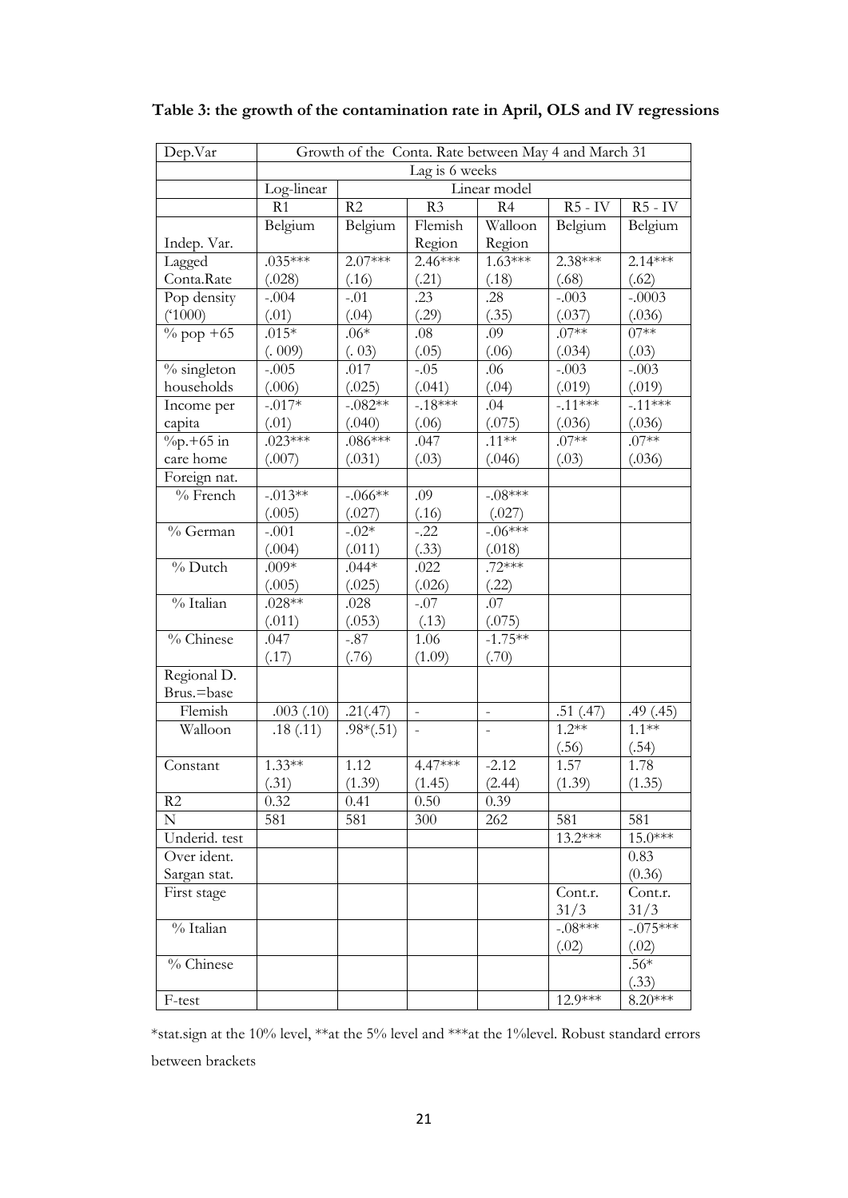**Table 3: the growth of the contamination rate in April, OLS and IV regressions**

| Dep.Var | Growth of the Conta. Rate between May 4 and March 31 | | | | | |
|---|---|---|---|---|---|---|
| | Lag is 6 weeks | | | | | |
| | Log-linear | Linear model | | | | |
| | R1 | R2 | R3 | R4 | R5 - IV | R5 - IV |
| Indep. Var. | Belgium | Belgium | Flemish Region | Walloon Region | Belgium | Belgium |
| Lagged Conta.Rate | .035*** (.028) | 2.07*** (.16) | 2.46*** (.21) | 1.63*** (.18) | 2.38*** (.68) | 2.14*** (.62) |
| Pop density ('1000) | -.004 (.01) | -.01 (.04) | .23 (.29) | .28 (.35) | -.003 (.037) | -.0003 (.036) |
| % pop +65 | .015* (. 009) | .06* (. 03) | .08 (.05) | .09 (.06) | .07** (.034) | 07** (.03) |
| % singleton households | -.005 (.006) | .017 (.025) | -.05 (.041) | .06 (.04) | -.003 (.019) | -.003 (.019) |
| Income per capita | -.017* (.01) | -.082** (.040) | -.18*** (.06) | .04 (.075) | -.11*** (.036) | -.11*** (.036) |
| %p.+65 in care home | .023*** (.007) | .086*** (.031) | .047 (.03) | .11** (.046) | .07** (.03) | .07** (.036) |
| Foreign nat. | | | | | | |
| % French | -.013** (.005) | -.066** (.027) | .09 (.16) | -.08*** (.027) | | |
| % German | -.001 (.004) | -.02* (.011) | -.22 (.33) | -.06*** (.018) | | |
| % Dutch | .009* (.005) | .044* (.025) | .022 (.026) | .72*** (.22) | | |
| % Italian | .028** (.011) | .028 (.053) | -.07 (.13) | .07 (.075) | | |
| % Chinese | .047 (.17) | -.87 (.76) | 1.06 (1.09) | -1.75** (.70) | | |
| Regional D. Brus.=base | | | | | | |
| Flemish | .003 (.10) | .21(.47) | - | - | .51 (.47) | .49 (.45) |
| Walloon | .18 (.11) | .98*(.51) | - | - | 1.2** (.56) | 1.1** (.54) |
| Constant | 1.33** (.31) | 1.12 (1.39) | 4.47*** (1.45) | -2.12 (2.44) | 1.57 (1.39) | 1.78 (1.35) |
| R2 | 0.32 | 0.41 | 0.50 | 0.39 | | |
| N | 581 | 581 | 300 | 262 | 581 | 581 |
| Underid. test | | | | | 13.2*** | 15.0*** |
| Over ident. Sargan stat. | | | | | | 0.83 (0.36) |
| First stage | | | | | Cont.r. 31/3 | Cont.r. 31/3 |
| % Italian | | | | | -.08*** (.02) | -.075*** (.02) |
| % Chinese | | | | | | .56* (.33) |
| F-test | | | | | 12.9*** | 8.20*** |

*stat.sign at the 10% level, **at the 5% level and ***at the 1%level. Robust standard errors between brackets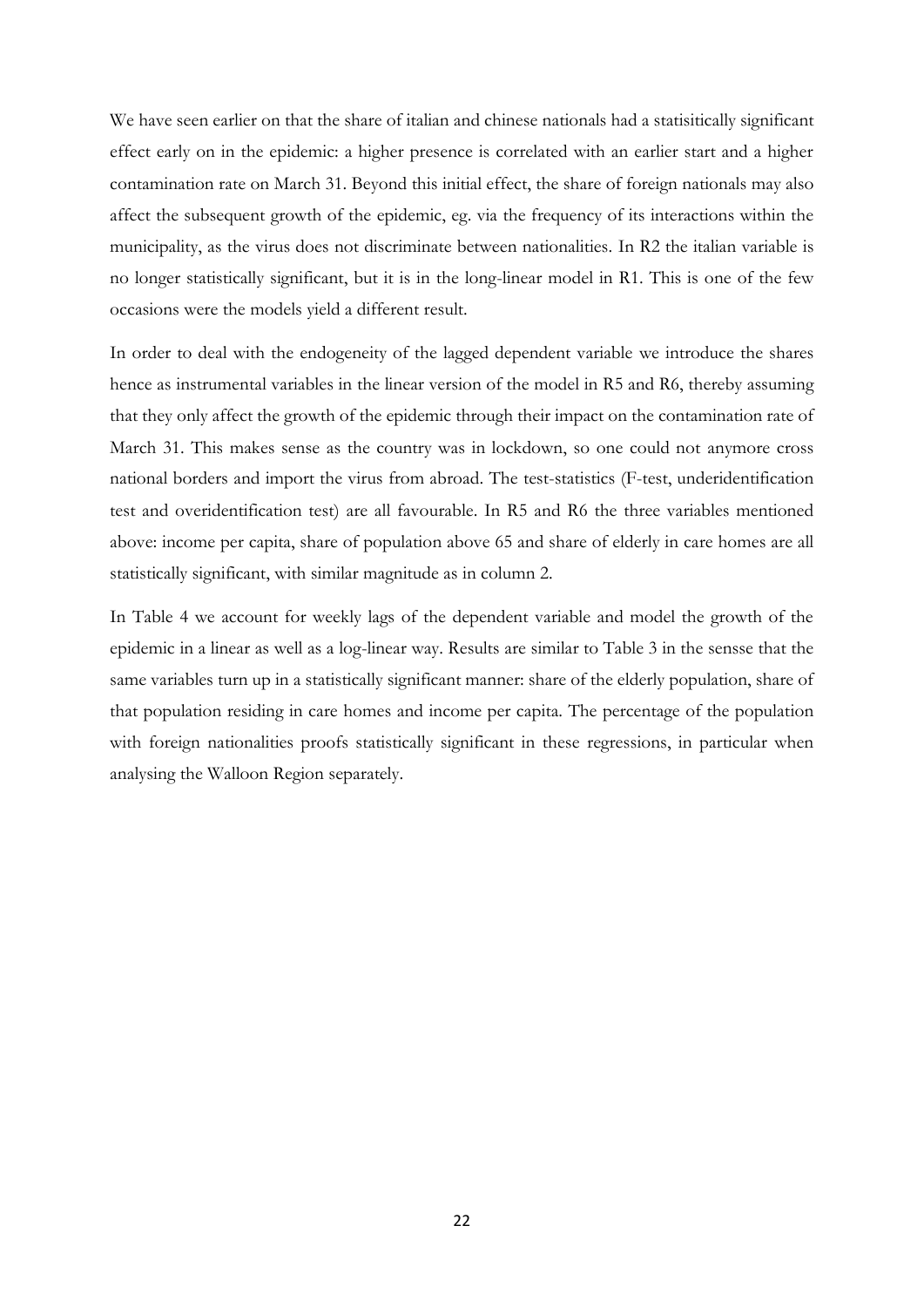We have seen earlier on that the share of italian and chinese nationals had a statisitically significant effect early on in the epidemic: a higher presence is correlated with an earlier start and a higher contamination rate on March 31. Beyond this initial effect, the share of foreign nationals may also affect the subsequent growth of the epidemic, eg. via the frequency of its interactions within the municipality, as the virus does not discriminate between nationalities. In R2 the italian variable is no longer statistically significant, but it is in the long-linear model in R1. This is one of the few occasions were the models yield a different result.

In order to deal with the endogeneity of the lagged dependent variable we introduce the shares hence as instrumental variables in the linear version of the model in R5 and R6, thereby assuming that they only affect the growth of the epidemic through their impact on the contamination rate of March 31. This makes sense as the country was in lockdown, so one could not anymore cross national borders and import the virus from abroad. The test-statistics (F-test, underidentification test and overidentification test) are all favourable. In R5 and R6 the three variables mentioned above: income per capita, share of population above 65 and share of elderly in care homes are all statistically significant, with similar magnitude as in column 2.

In Table 4 we account for weekly lags of the dependent variable and model the growth of the epidemic in a linear as well as a log-linear way. Results are similar to Table 3 in the sensse that the same variables turn up in a statistically significant manner: share of the elderly population, share of that population residing in care homes and income per capita. The percentage of the population with foreign nationalities proofs statistically significant in these regressions, in particular when analysing the Walloon Region separately.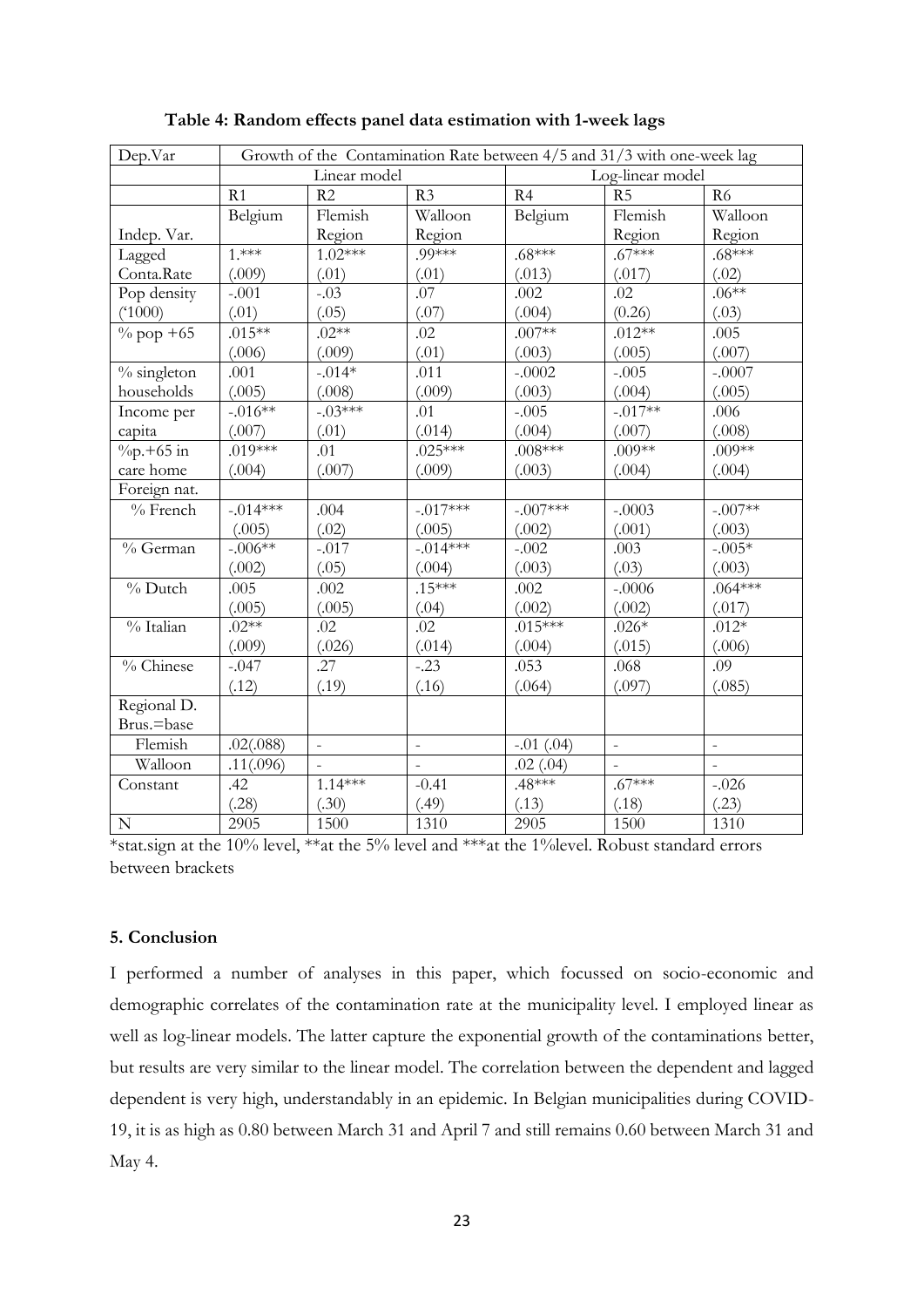**Table 4: Random effects panel data estimation with 1-week lags**

| Dep.Var | Growth of the Contamination Rate between 4/5 and 31/3 with one-week lag | | | | | |
|---|---|---|---|---|---|---|
| | Linear model | | | Log-linear model | | |
| | R1 | R2 | R3 | R4 | R5 | R6 |
| Indep. Var. | Belgium | Flemish Region | Walloon Region | Belgium | Flemish Region | Walloon Region |
| Lagged Conta.Rate | 1.*** (.009) | 1.02*** (.01) | .99*** (.01) | .68*** (.013) | .67*** (.017) | .68*** (.02) |
| Pop density ('1000) | -.001 (.01) | -.03 (.05) | .07 (.07) | .002 (.004) | .02 (0.26) | .06** (.03) |
| % pop +65 | .015** (.006) | .02** (.009) | .02 (.01) | .007** (.003) | .012** (.005) | .005 (.007) |
| % singleton households | .001 (.005) | -.014* (.008) | .011 (.009) | -.0002 (.003) | -.005 (.004) | -.0007 (.005) |
| Income per capita | -.016** (.007) | -.03*** (.01) | .01 (.014) | -.005 (.004) | -.017** (.007) | .006 (.008) |
| %p.+65 in care home | .019*** (.004) | .01 (.007) | .025*** (.009) | .008*** (.003) | .009** (.004) | .009** (.004) |
| Foreign nat. | | | | | | |
| % French | -.014*** (.005) | .004 (.02) | -.017*** (.005) | -.007*** (.002) | -.0003 (.001) | -.007** (.003) |
| % German | -.006** (.002) | -.017 (.05) | -.014*** (.004) | -.002 (.003) | .003 (.03) | -.005* (.003) |
| % Dutch | .005 (.005) | .002 (.005) | .15*** (.04) | .002 (.002) | -.0006 (.002) | .064*** (.017) |
| % Italian | .02** (.009) | .02 (.026) | .02 (.014) | .015*** (.004) | .026* (.015) | .012* (.006) |
| % Chinese | -.047 (.12) | .27 (.19) | -.23 (.16) | .053 (.064) | .068 (.097) | .09 (.085) |
| Regional D. Brus.=base | | | | | | |
| Flemish | .02(.088) | - | - | -.01 (.04) | - | - |
| Walloon | .11(.096) | - | - | .02 (.04) | - | - |
| Constant | .42 (.28) | 1.14*** (.30) | -0.41 (.49) | .48*** (.13) | .67*** (.18) | -.026 (.23) |
| N | 2905 | 1500 | 1310 | 2905 | 1500 | 1310 |

*stat.sign at the 10% level, **at the 5% level and ***at the 1%level. Robust standard errors between brackets

### 5. Conclusion

I performed a number of analyses in this paper, which focussed on socio-economic and demographic correlates of the contamination rate at the municipality level. I employed linear as well as log-linear models. The latter capture the exponential growth of the contaminations better, but results are very similar to the linear model. The correlation between the dependent and lagged dependent is very high, understandably in an epidemic. In Belgian municipalities during COVID-19, it is as high as 0.80 between March 31 and April 7 and still remains 0.60 between March 31 and May 4.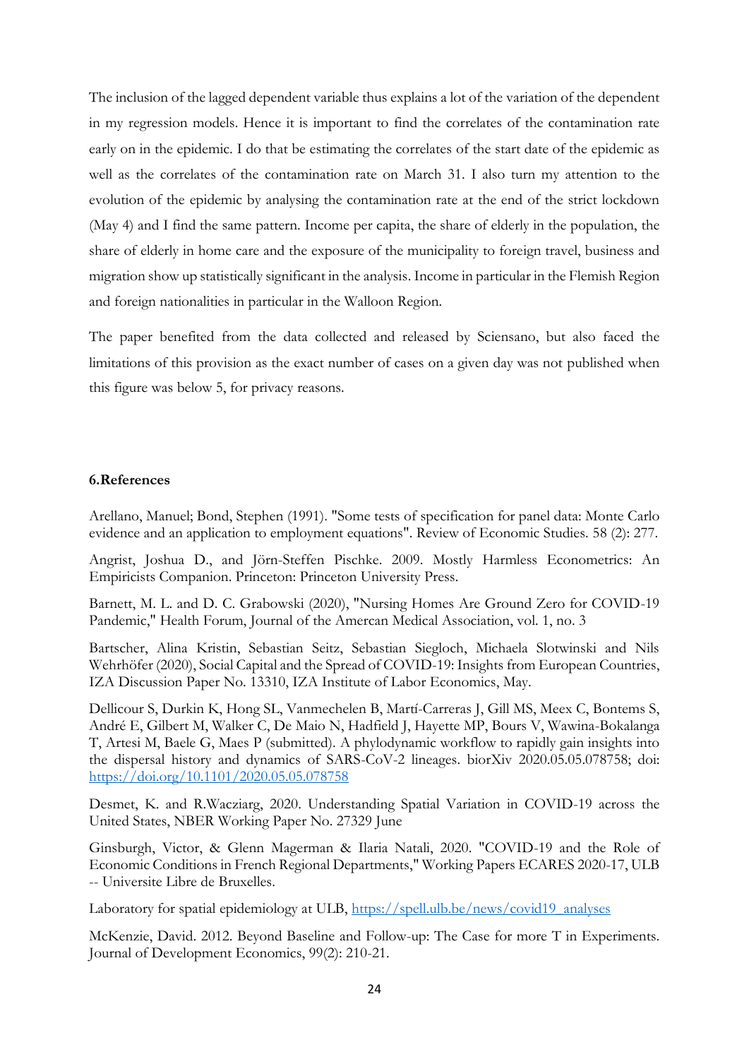The inclusion of the lagged dependent variable thus explains a lot of the variation of the dependent in my regression models. Hence it is important to find the correlates of the contamination rate early on in the epidemic. I do that be estimating the correlates of the start date of the epidemic as well as the correlates of the contamination rate on March 31. I also turn my attention to the evolution of the epidemic by analysing the contamination rate at the end of the strict lockdown (May 4) and I find the same pattern. Income per capita, the share of elderly in the population, the share of elderly in home care and the exposure of the municipality to foreign travel, business and migration show up statistically significant in the analysis. Income in particular in the Flemish Region and foreign nationalities in particular in the Walloon Region.

The paper benefited from the data collected and released by Sciensano, but also faced the limitations of this provision as the exact number of cases on a given day was not published when this figure was below 5, for privacy reasons.

## 6.References

Arellano, Manuel; Bond, Stephen (1991). "Some tests of specification for panel data: Monte Carlo evidence and an application to employment equations". Review of Economic Studies. 58 (2): 277.

Angrist, Joshua D., and Jörn-Steffen Pischke. 2009. Mostly Harmless Econometrics: An Empiricists Companion. Princeton: Princeton University Press.

Barnett, M. L. and D. C. Grabowski (2020), "Nursing Homes Are Ground Zero for COVID-19 Pandemic," Health Forum, Journal of the Amercan Medical Association, vol. 1, no. 3

Bartscher, Alina Kristin, Sebastian Seitz, Sebastian Siegloch, Michaela Slotwinski and Nils Wehrhöfer (2020), Social Capital and the Spread of COVID-19: Insights from European Countries, IZA Discussion Paper No. 13310, IZA Institute of Labor Economics, May.

Dellicour S, Durkin K, Hong SL, Vanmechelen B, Martí-Carreras J, Gill MS, Meex C, Bontems S, André E, Gilbert M, Walker C, De Maio N, Hadfield J, Hayette MP, Bours V, Wawina-Bokalanga T, Artesi M, Baele G, Maes P (submitted). A phylodynamic workflow to rapidly gain insights into the dispersal history and dynamics of SARS-CoV-2 lineages. biorXiv 2020.05.05.078758; doi: https://doi.org/10.1101/2020.05.05.078758

Desmet, K. and R.Wacziarg, 2020. Understanding Spatial Variation in COVID-19 across the United States, NBER Working Paper No. 27329 June

Ginsburgh, Victor, & Glenn Magerman & Ilaria Natali, 2020. "COVID-19 and the Role of Economic Conditions in French Regional Departments," Working Papers ECARES 2020-17, ULB -- Universite Libre de Bruxelles.

Laboratory for spatial epidemiology at ULB, https://spell.ulb.be/news/covid19_analyses

McKenzie, David. 2012. Beyond Baseline and Follow-up: The Case for more T in Experiments. Journal of Development Economics, 99(2): 210-21.